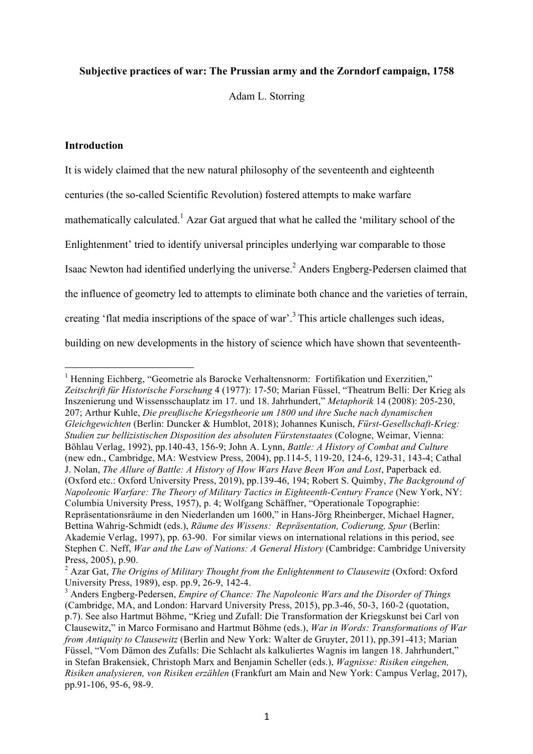**Subjective practices of war: The Prussian army and the Zorndorf campaign, 1758**

Adam L. Storring

## Introduction

It is widely claimed that the new natural philosophy of the seventeenth and eighteenth centuries (the so-called Scientific Revolution) fostered attempts to make warfare mathematically calculated.[1] Azar Gat argued that what he called the 'military school of the Enlightenment' tried to identify universal principles underlying war comparable to those Isaac Newton had identified underlying the universe.[2] Anders Engberg-Pedersen claimed that the influence of geometry led to attempts to eliminate both chance and the varieties of terrain, creating 'flat media inscriptions of the space of war'.[3] This article challenges such ideas, building on new developments in the history of science which have shown that seventeenth-

---

[1] Henning Eichberg, "Geometrie als Barocke Verhaltensnorm: Fortifikation und Exerzitien," *Zeitschrift für Historische Forschung* 4 (1977): 17-50; Marian Füssel, "Theatrum Belli: Der Krieg als Inszenierung und Wissensschauplatz im 17. und 18. Jahrhundert," *Metaphorik* 14 (2008): 205-230, 207; Arthur Kuhle, *Die preußische Kriegstheorie um 1800 und ihre Suche nach dynamischen Gleichgewichten* (Berlin: Duncker & Humblot, 2018); Johannes Kunisch, *Fürst-Gesellschaft-Krieg: Studien zur bellizistischen Disposition des absoluten Fürstenstaates* (Cologne, Weimar, Vienna: Böhlau Verlag, 1992), pp.140-43, 156-9; John A. Lynn, *Battle: A History of Combat and Culture* (new edn., Cambridge, MA: Westview Press, 2004), pp.114-5, 119-20, 124-6, 129-31, 143-4; Cathal J. Nolan, *The Allure of Battle: A History of How Wars Have Been Won and Lost*, Paperback ed. (Oxford etc.: Oxford University Press, 2019), pp.139-46, 194; Robert S. Quimby, *The Background of Napoleonic Warfare: The Theory of Military Tactics in Eighteenth-Century France* (New York, NY: Columbia University Press, 1957), p. 4; Wolfgang Schäffner, "Operationale Topographie: Repräsentationsräume in den Niederlanden um 1600," in Hans-Jörg Rheinberger, Michael Hagner, Bettina Wahrig-Schmidt (eds.), *Räume des Wissens: Repräsentation, Codierung, Spur* (Berlin: Akademie Verlag, 1997), pp. 63-90. For similar views on international relations in this period, see Stephen C. Neff, *War and the Law of Nations: A General History* (Cambridge: Cambridge University Press, 2005), p.90.

[2] Azar Gat, *The Origins of Military Thought from the Enlightenment to Clausewitz* (Oxford: Oxford University Press, 1989), esp. pp.9, 26-9, 142-4.

[3] Anders Engberg-Pedersen, *Empire of Chance: The Napoleonic Wars and the Disorder of Things* (Cambridge, MA, and London: Harvard University Press, 2015), pp.3-46, 50-3, 160-2 (quotation, p.7). See also Hartmut Böhme, "Krieg und Zufall: Die Transformation der Kriegskunst bei Carl von Clausewitz," in Marco Formisano and Hartmut Böhme (eds.), *War in Words: Transformations of War from Antiquity to Clausewitz* (Berlin and New York: Walter de Gruyter, 2011), pp.391-413; Marian Füssel, "Vom Dämon des Zufalls: Die Schlacht als kalkuliertes Wagnis im langen 18. Jahrhundert," in Stefan Brakensiek, Christoph Marx and Benjamin Scheller (eds.), *Wagnisse: Risiken eingehen, Risiken analysieren, von Risiken erzählen* (Frankfurt am Main and New York: Campus Verlag, 2017), pp.91-106, 95-6, 98-9.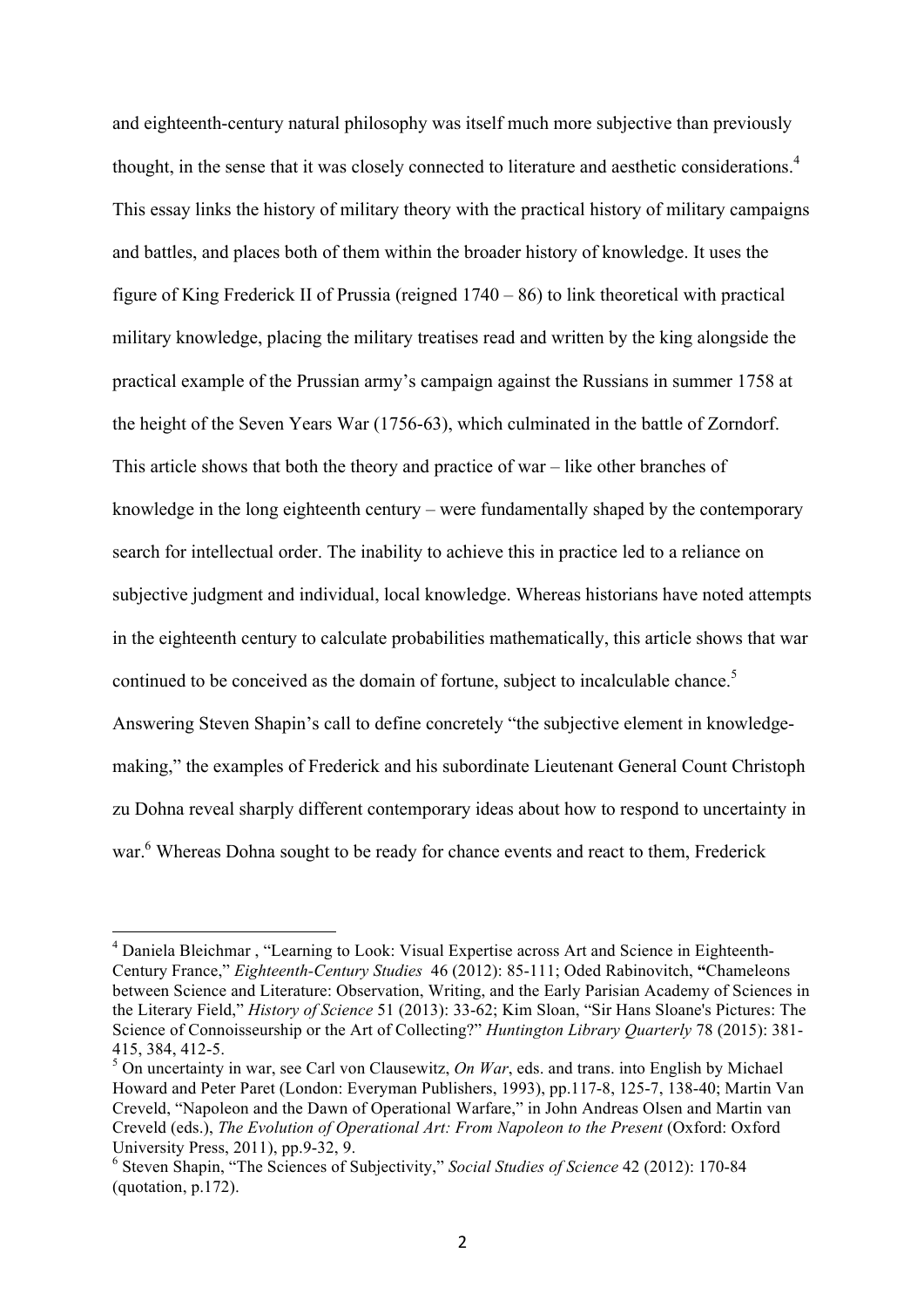and eighteenth-century natural philosophy was itself much more subjective than previously thought, in the sense that it was closely connected to literature and aesthetic considerations.[4] This essay links the history of military theory with the practical history of military campaigns and battles, and places both of them within the broader history of knowledge. It uses the figure of King Frederick II of Prussia (reigned 1740 – 86) to link theoretical with practical military knowledge, placing the military treatises read and written by the king alongside the practical example of the Prussian army's campaign against the Russians in summer 1758 at the height of the Seven Years War (1756-63), which culminated in the battle of Zorndorf. This article shows that both the theory and practice of war – like other branches of knowledge in the long eighteenth century – were fundamentally shaped by the contemporary search for intellectual order. The inability to achieve this in practice led to a reliance on subjective judgment and individual, local knowledge. Whereas historians have noted attempts in the eighteenth century to calculate probabilities mathematically, this article shows that war continued to be conceived as the domain of fortune, subject to incalculable chance.[5] Answering Steven Shapin's call to define concretely "the subjective element in knowledge-making," the examples of Frederick and his subordinate Lieutenant General Count Christoph zu Dohna reveal sharply different contemporary ideas about how to respond to uncertainty in war.[6] Whereas Dohna sought to be ready for chance events and react to them, Frederick

---

[4] Daniela Bleichmar , "Learning to Look: Visual Expertise across Art and Science in Eighteenth-Century France," *Eighteenth-Century Studies* 46 (2012): 85-111; Oded Rabinovitch, **"**Chameleons between Science and Literature: Observation, Writing, and the Early Parisian Academy of Sciences in the Literary Field," *History of Science* 51 (2013): 33-62; Kim Sloan, "Sir Hans Sloane's Pictures: The Science of Connoisseurship or the Art of Collecting?" *Huntington Library Quarterly* 78 (2015): 381-415, 384, 412-5.

[5] On uncertainty in war, see Carl von Clausewitz, *On War*, eds. and trans. into English by Michael Howard and Peter Paret (London: Everyman Publishers, 1993), pp.117-8, 125-7, 138-40; Martin Van Creveld, "Napoleon and the Dawn of Operational Warfare," in John Andreas Olsen and Martin van Creveld (eds.), *The Evolution of Operational Art: From Napoleon to the Present* (Oxford: Oxford University Press, 2011), pp.9-32, 9.

[6] Steven Shapin, "The Sciences of Subjectivity," *Social Studies of Science* 42 (2012): 170-84 (quotation, p.172).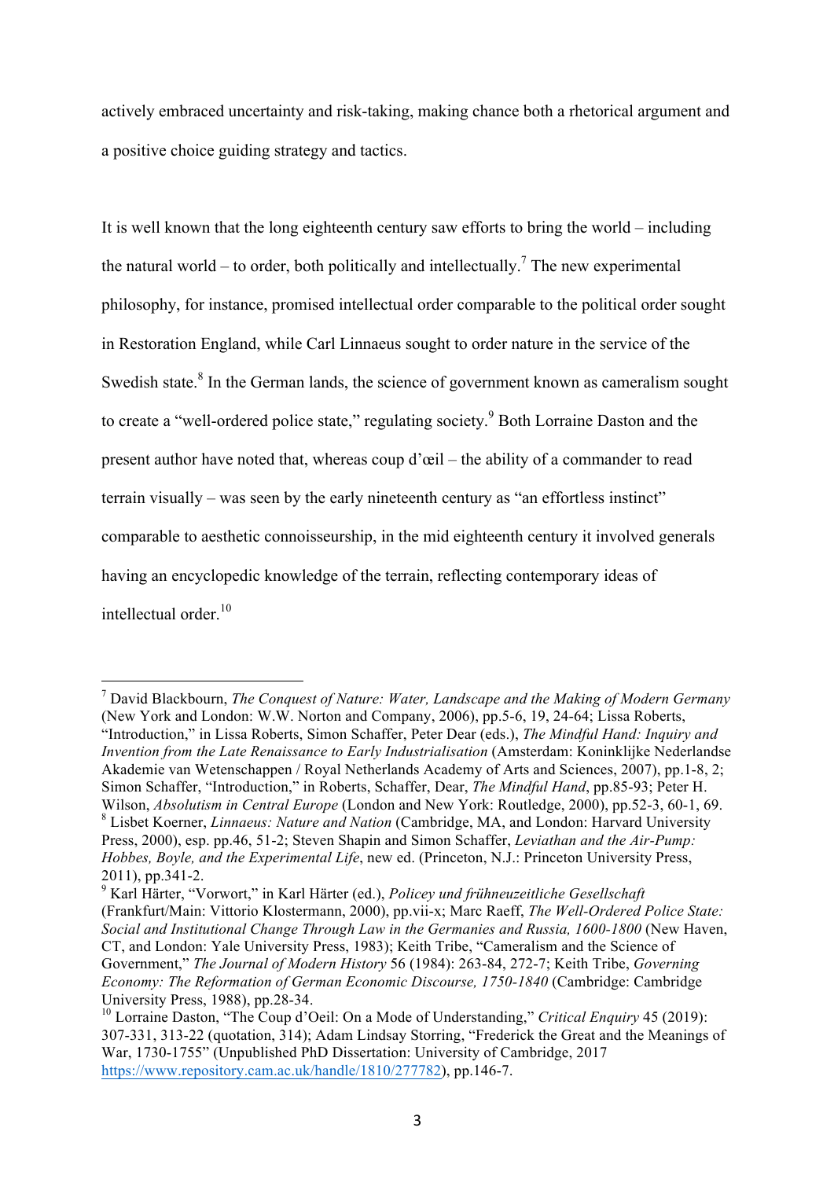actively embraced uncertainty and risk-taking, making chance both a rhetorical argument and a positive choice guiding strategy and tactics.

It is well known that the long eighteenth century saw efforts to bring the world – including the natural world – to order, both politically and intellectually.[7] The new experimental philosophy, for instance, promised intellectual order comparable to the political order sought in Restoration England, while Carl Linnaeus sought to order nature in the service of the Swedish state.[8] In the German lands, the science of government known as cameralism sought to create a "well-ordered police state," regulating society.[9] Both Lorraine Daston and the present author have noted that, whereas coup d'œil – the ability of a commander to read terrain visually – was seen by the early nineteenth century as "an effortless instinct" comparable to aesthetic connoisseurship, in the mid eighteenth century it involved generals having an encyclopedic knowledge of the terrain, reflecting contemporary ideas of intellectual order.[10]

---

[7] David Blackbourn, *The Conquest of Nature: Water, Landscape and the Making of Modern Germany* (New York and London: W.W. Norton and Company, 2006), pp.5-6, 19, 24-64; Lissa Roberts, "Introduction," in Lissa Roberts, Simon Schaffer, Peter Dear (eds.), *The Mindful Hand: Inquiry and Invention from the Late Renaissance to Early Industrialisation* (Amsterdam: Koninklijke Nederlandse Akademie van Wetenschappen / Royal Netherlands Academy of Arts and Sciences, 2007), pp.1-8, 2; Simon Schaffer, "Introduction," in Roberts, Schaffer, Dear, *The Mindful Hand*, pp.85-93; Peter H. Wilson, *Absolutism in Central Europe* (London and New York: Routledge, 2000), pp.52-3, 60-1, 69.

[8] Lisbet Koerner, *Linnaeus: Nature and Nation* (Cambridge, MA, and London: Harvard University Press, 2000), esp. pp.46, 51-2; Steven Shapin and Simon Schaffer, *Leviathan and the Air-Pump: Hobbes, Boyle, and the Experimental Life*, new ed. (Princeton, N.J.: Princeton University Press, 2011), pp.341-2.

[9] Karl Härter, "Vorwort," in Karl Härter (ed.), *Policey und frühneuzeitliche Gesellschaft* (Frankfurt/Main: Vittorio Klostermann, 2000), pp.vii-x; Marc Raeff, *The Well-Ordered Police State: Social and Institutional Change Through Law in the Germanies and Russia, 1600-1800* (New Haven, CT, and London: Yale University Press, 1983); Keith Tribe, "Cameralism and the Science of Government," *The Journal of Modern History* 56 (1984): 263-84, 272-7; Keith Tribe, *Governing Economy: The Reformation of German Economic Discourse, 1750-1840* (Cambridge: Cambridge University Press, 1988), pp.28-34.

[10] Lorraine Daston, "The Coup d'Oeil: On a Mode of Understanding," *Critical Enquiry* 45 (2019): 307-331, 313-22 (quotation, 314); Adam Lindsay Storring, "Frederick the Great and the Meanings of War, 1730-1755" (Unpublished PhD Dissertation: University of Cambridge, 2017 https://www.repository.cam.ac.uk/handle/1810/277782), pp.146-7.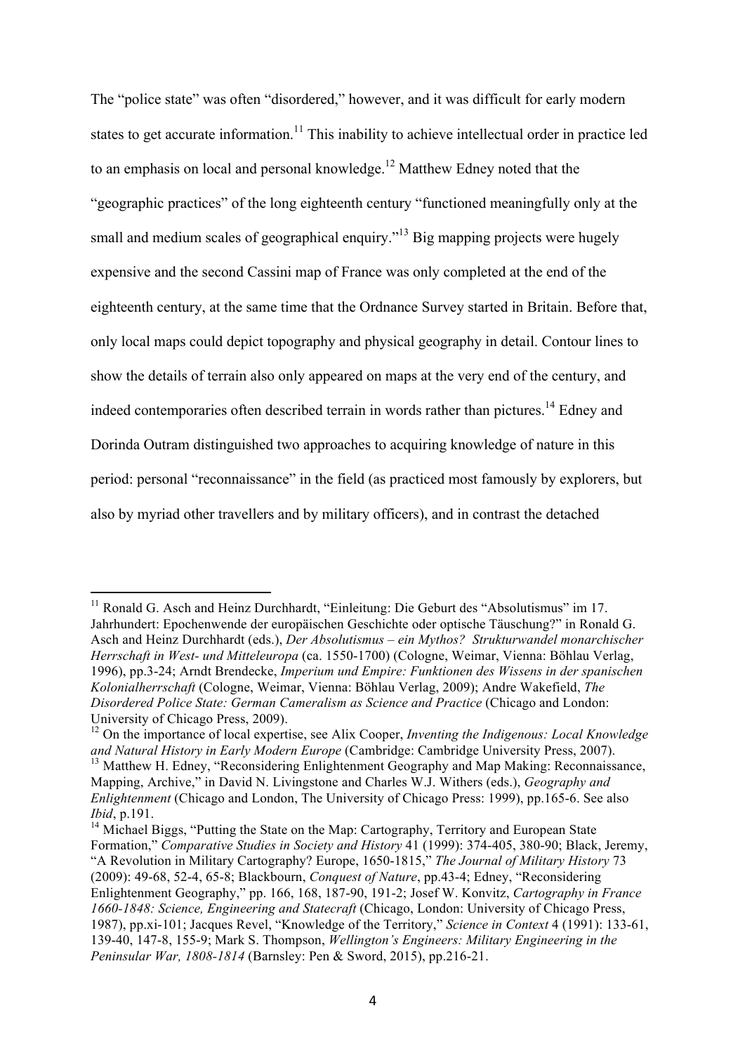The "police state" was often "disordered," however, and it was difficult for early modern states to get accurate information.[11] This inability to achieve intellectual order in practice led to an emphasis on local and personal knowledge.[12] Matthew Edney noted that the "geographic practices" of the long eighteenth century "functioned meaningfully only at the small and medium scales of geographical enquiry."[13] Big mapping projects were hugely expensive and the second Cassini map of France was only completed at the end of the eighteenth century, at the same time that the Ordnance Survey started in Britain. Before that, only local maps could depict topography and physical geography in detail. Contour lines to show the details of terrain also only appeared on maps at the very end of the century, and indeed contemporaries often described terrain in words rather than pictures.[14] Edney and Dorinda Outram distinguished two approaches to acquiring knowledge of nature in this period: personal "reconnaissance" in the field (as practiced most famously by explorers, but also by myriad other travellers and by military officers), and in contrast the detached

---

[11] Ronald G. Asch and Heinz Durchhardt, "Einleitung: Die Geburt des "Absolutismus" im 17. Jahrhundert: Epochenwende der europäischen Geschichte oder optische Täuschung?" in Ronald G. Asch and Heinz Durchhardt (eds.), *Der Absolutismus – ein Mythos? Strukturwandel monarchischer Herrschaft in West- und Mitteleuropa* (ca. 1550-1700) (Cologne, Weimar, Vienna: Böhlau Verlag, 1996), pp.3-24; Arndt Brendecke, *Imperium und Empire: Funktionen des Wissens in der spanischen Kolonialherrschaft* (Cologne, Weimar, Vienna: Böhlau Verlag, 2009); Andre Wakefield, *The Disordered Police State: German Cameralism as Science and Practice* (Chicago and London: University of Chicago Press, 2009).

[12] On the importance of local expertise, see Alix Cooper, *Inventing the Indigenous: Local Knowledge and Natural History in Early Modern Europe* (Cambridge: Cambridge University Press, 2007).

[13] Matthew H. Edney, "Reconsidering Enlightenment Geography and Map Making: Reconnaissance, Mapping, Archive," in David N. Livingstone and Charles W.J. Withers (eds.), *Geography and Enlightenment* (Chicago and London, The University of Chicago Press: 1999), pp.165-6. See also *Ibid*, p.191.

[14] Michael Biggs, "Putting the State on the Map: Cartography, Territory and European State Formation," *Comparative Studies in Society and History* 41 (1999): 374-405, 380-90; Black, Jeremy, "A Revolution in Military Cartography? Europe, 1650-1815," *The Journal of Military History* 73 (2009): 49-68, 52-4, 65-8; Blackbourn, *Conquest of Nature*, pp.43-4; Edney, "Reconsidering Enlightenment Geography," pp. 166, 168, 187-90, 191-2; Josef W. Konvitz, *Cartography in France 1660-1848: Science, Engineering and Statecraft* (Chicago, London: University of Chicago Press, 1987), pp.xi-101; Jacques Revel, "Knowledge of the Territory," *Science in Context* 4 (1991): 133-61, 139-40, 147-8, 155-9; Mark S. Thompson, *Wellington's Engineers: Military Engineering in the Peninsular War, 1808-1814* (Barnsley: Pen & Sword, 2015), pp.216-21.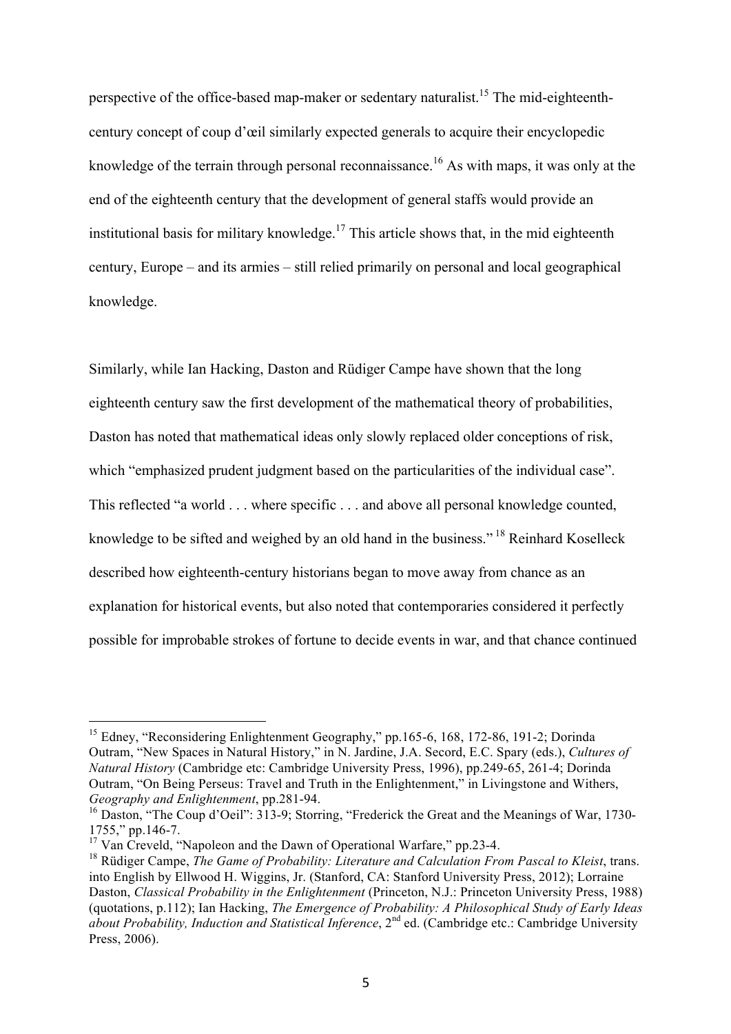perspective of the office-based map-maker or sedentary naturalist.[15] The mid-eighteenth-century concept of coup d'œil similarly expected generals to acquire their encyclopedic knowledge of the terrain through personal reconnaissance.[16] As with maps, it was only at the end of the eighteenth century that the development of general staffs would provide an institutional basis for military knowledge.[17] This article shows that, in the mid eighteenth century, Europe – and its armies – still relied primarily on personal and local geographical knowledge.

Similarly, while Ian Hacking, Daston and Rüdiger Campe have shown that the long eighteenth century saw the first development of the mathematical theory of probabilities, Daston has noted that mathematical ideas only slowly replaced older conceptions of risk, which "emphasized prudent judgment based on the particularities of the individual case". This reflected "a world . . . where specific . . . and above all personal knowledge counted, knowledge to be sifted and weighed by an old hand in the business."[18] Reinhard Koselleck described how eighteenth-century historians began to move away from chance as an explanation for historical events, but also noted that contemporaries considered it perfectly possible for improbable strokes of fortune to decide events in war, and that chance continued

---

[15] Edney, "Reconsidering Enlightenment Geography," pp.165-6, 168, 172-86, 191-2; Dorinda Outram, "New Spaces in Natural History," in N. Jardine, J.A. Secord, E.C. Spary (eds.), *Cultures of Natural History* (Cambridge etc: Cambridge University Press, 1996), pp.249-65, 261-4; Dorinda Outram, "On Being Perseus: Travel and Truth in the Enlightenment," in Livingstone and Withers, *Geography and Enlightenment*, pp.281-94.

[16] Daston, "The Coup d'Oeil": 313-9; Storring, "Frederick the Great and the Meanings of War, 1730-1755," pp.146-7.

[17] Van Creveld, "Napoleon and the Dawn of Operational Warfare," pp.23-4.

[18] Rüdiger Campe, *The Game of Probability: Literature and Calculation From Pascal to Kleist*, trans. into English by Ellwood H. Wiggins, Jr. (Stanford, CA: Stanford University Press, 2012); Lorraine Daston, *Classical Probability in the Enlightenment* (Princeton, N.J.: Princeton University Press, 1988) (quotations, p.112); Ian Hacking, *The Emergence of Probability: A Philosophical Study of Early Ideas about Probability, Induction and Statistical Inference*, 2nd ed. (Cambridge etc.: Cambridge University Press, 2006).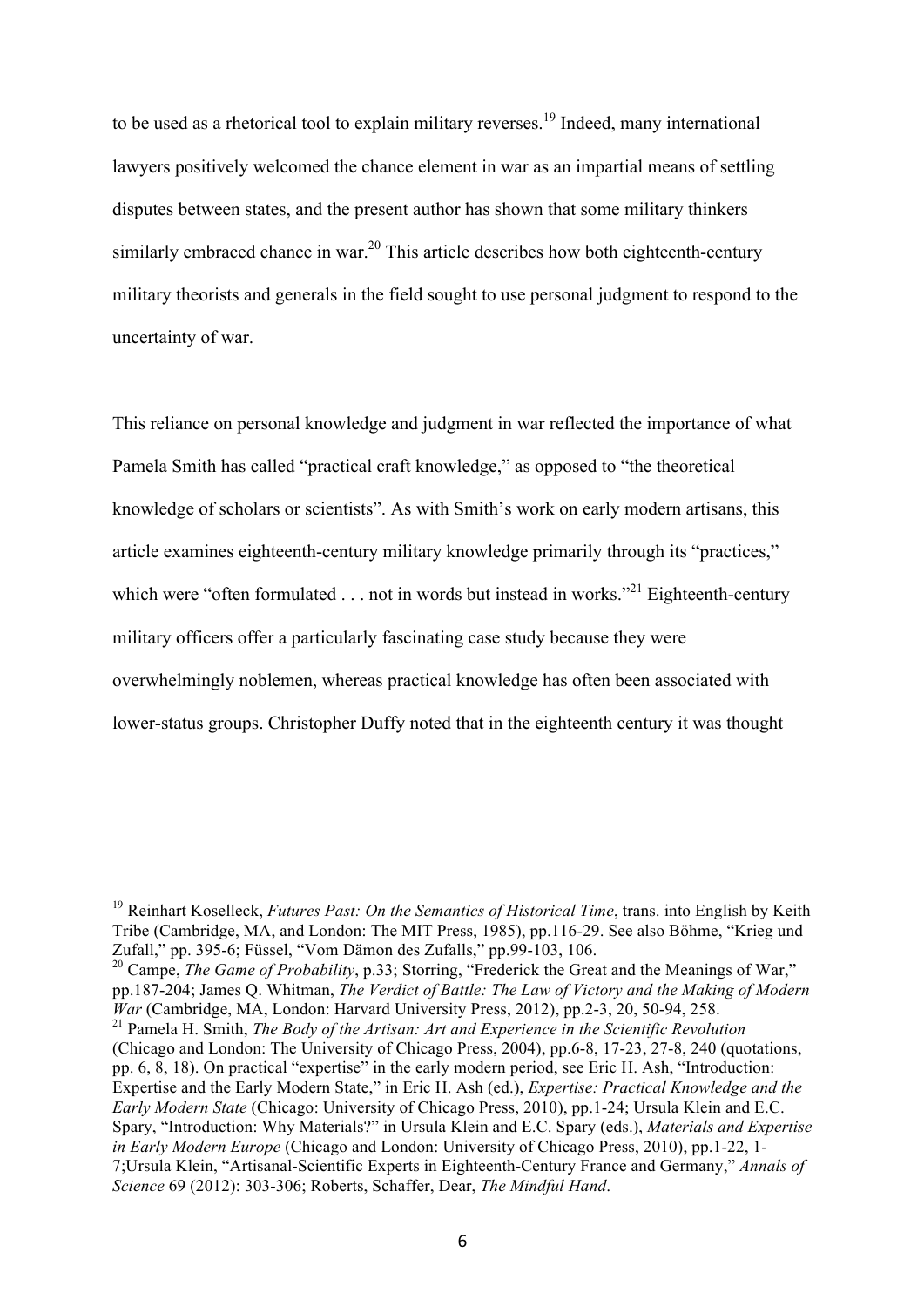to be used as a rhetorical tool to explain military reverses.[19] Indeed, many international lawyers positively welcomed the chance element in war as an impartial means of settling disputes between states, and the present author has shown that some military thinkers similarly embraced chance in war.[20] This article describes how both eighteenth-century military theorists and generals in the field sought to use personal judgment to respond to the uncertainty of war.

This reliance on personal knowledge and judgment in war reflected the importance of what Pamela Smith has called "practical craft knowledge," as opposed to "the theoretical knowledge of scholars or scientists". As with Smith's work on early modern artisans, this article examines eighteenth-century military knowledge primarily through its "practices," which were "often formulated . . . not in words but instead in works."[21] Eighteenth-century military officers offer a particularly fascinating case study because they were overwhelmingly noblemen, whereas practical knowledge has often been associated with lower-status groups. Christopher Duffy noted that in the eighteenth century it was thought

---

[19] Reinhart Koselleck, *Futures Past: On the Semantics of Historical Time*, trans. into English by Keith Tribe (Cambridge, MA, and London: The MIT Press, 1985), pp.116-29. See also Böhme, "Krieg und Zufall," pp. 395-6; Füssel, "Vom Dämon des Zufalls," pp.99-103, 106.

[20] Campe, *The Game of Probability*, p.33; Storring, "Frederick the Great and the Meanings of War," pp.187-204; James Q. Whitman, *The Verdict of Battle: The Law of Victory and the Making of Modern War* (Cambridge, MA, London: Harvard University Press, 2012), pp.2-3, 20, 50-94, 258.

[21] Pamela H. Smith, *The Body of the Artisan: Art and Experience in the Scientific Revolution* (Chicago and London: The University of Chicago Press, 2004), pp.6-8, 17-23, 27-8, 240 (quotations, pp. 6, 8, 18). On practical "expertise" in the early modern period, see Eric H. Ash, "Introduction: Expertise and the Early Modern State," in Eric H. Ash (ed.), *Expertise: Practical Knowledge and the Early Modern State* (Chicago: University of Chicago Press, 2010), pp.1-24; Ursula Klein and E.C. Spary, "Introduction: Why Materials?" in Ursula Klein and E.C. Spary (eds.), *Materials and Expertise in Early Modern Europe* (Chicago and London: University of Chicago Press, 2010), pp.1-22, 1-7;Ursula Klein, "Artisanal-Scientific Experts in Eighteenth-Century France and Germany," *Annals of Science* 69 (2012): 303-306; Roberts, Schaffer, Dear, *The Mindful Hand*.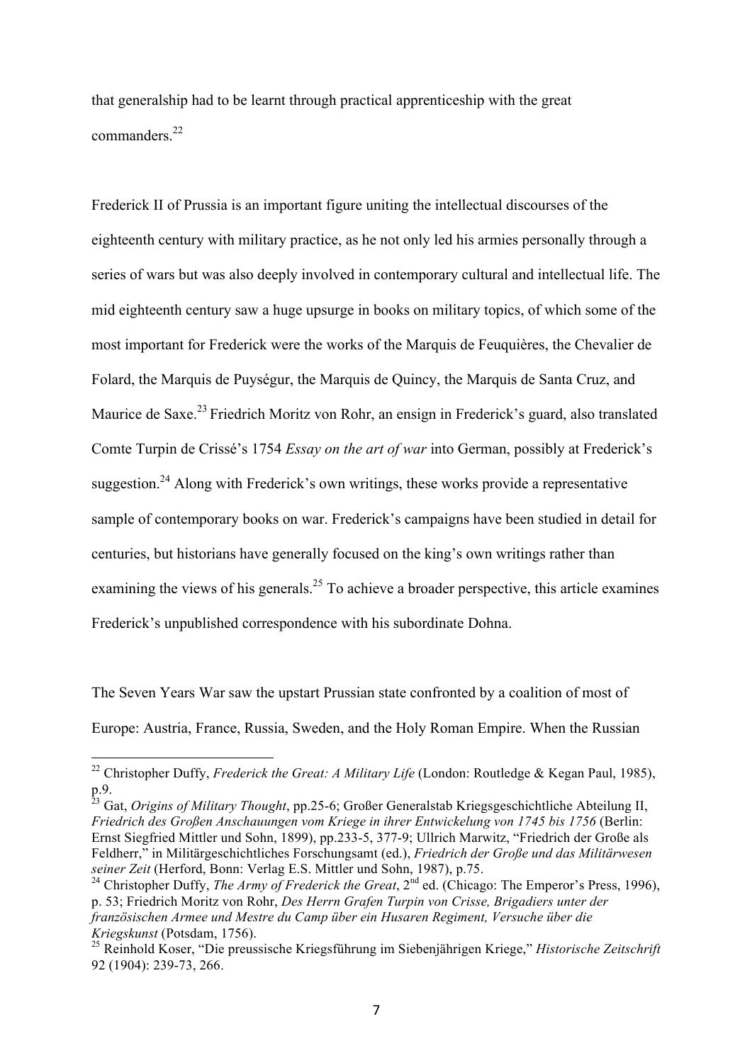that generalship had to be learnt through practical apprenticeship with the great commanders.[22]

Frederick II of Prussia is an important figure uniting the intellectual discourses of the eighteenth century with military practice, as he not only led his armies personally through a series of wars but was also deeply involved in contemporary cultural and intellectual life. The mid eighteenth century saw a huge upsurge in books on military topics, of which some of the most important for Frederick were the works of the Marquis de Feuquières, the Chevalier de Folard, the Marquis de Puységur, the Marquis de Quincy, the Marquis de Santa Cruz, and Maurice de Saxe.[23] Friedrich Moritz von Rohr, an ensign in Frederick's guard, also translated Comte Turpin de Crissé's 1754 *Essay on the art of war* into German, possibly at Frederick's suggestion.[24] Along with Frederick's own writings, these works provide a representative sample of contemporary books on war. Frederick's campaigns have been studied in detail for centuries, but historians have generally focused on the king's own writings rather than examining the views of his generals.[25] To achieve a broader perspective, this article examines Frederick's unpublished correspondence with his subordinate Dohna.

The Seven Years War saw the upstart Prussian state confronted by a coalition of most of Europe: Austria, France, Russia, Sweden, and the Holy Roman Empire. When the Russian

---

[22] Christopher Duffy, *Frederick the Great: A Military Life* (London: Routledge & Kegan Paul, 1985), p.9.

[23] Gat, *Origins of Military Thought*, pp.25-6; Großer Generalstab Kriegsgeschichtliche Abteilung II, *Friedrich des Großen Anschauungen vom Kriege in ihrer Entwickelung von 1745 bis 1756* (Berlin: Ernst Siegfried Mittler und Sohn, 1899), pp.233-5, 377-9; Ullrich Marwitz, "Friedrich der Große als Feldherr," in Militärgeschichtliches Forschungsamt (ed.), *Friedrich der Große und das Militärwesen seiner Zeit* (Herford, Bonn: Verlag E.S. Mittler und Sohn, 1987), p.75.

[24] Christopher Duffy, *The Army of Frederick the Great*, 2nd ed. (Chicago: The Emperor's Press, 1996), p. 53; Friedrich Moritz von Rohr, *Des Herrn Grafen Turpin von Crisse, Brigadiers unter der französischen Armee und Mestre du Camp über ein Husaren Regiment, Versuche über die Kriegskunst* (Potsdam, 1756).

[25] Reinhold Koser, "Die preussische Kriegsführung im Siebenjährigen Kriege," *Historische Zeitschrift* 92 (1904): 239-73, 266.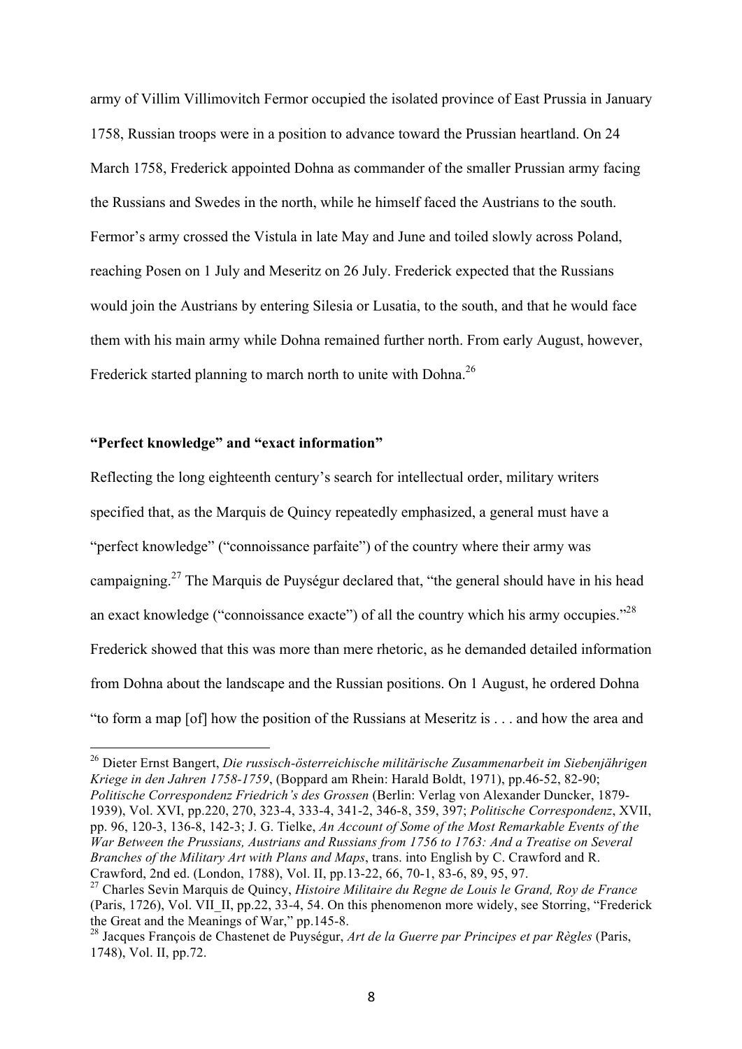army of Villim Villimovitch Fermor occupied the isolated province of East Prussia in January 1758, Russian troops were in a position to advance toward the Prussian heartland. On 24 March 1758, Frederick appointed Dohna as commander of the smaller Prussian army facing the Russians and Swedes in the north, while he himself faced the Austrians to the south. Fermor's army crossed the Vistula in late May and June and toiled slowly across Poland, reaching Posen on 1 July and Meseritz on 26 July. Frederick expected that the Russians would join the Austrians by entering Silesia or Lusatia, to the south, and that he would face them with his main army while Dohna remained further north. From early August, however, Frederick started planning to march north to unite with Dohna.[26]

### **"Perfect knowledge" and "exact information"**

Reflecting the long eighteenth century's search for intellectual order, military writers specified that, as the Marquis de Quincy repeatedly emphasized, a general must have a "perfect knowledge" ("connoissance parfaite") of the country where their army was campaigning.[27] The Marquis de Puységur declared that, "the general should have in his head an exact knowledge ("connoissance exacte") of all the country which his army occupies."[28] Frederick showed that this was more than mere rhetoric, as he demanded detailed information from Dohna about the landscape and the Russian positions. On 1 August, he ordered Dohna "to form a map [of] how the position of the Russians at Meseritz is . . . and how the area and

---

[26] Dieter Ernst Bangert, *Die russisch-österreichische militärische Zusammenarbeit im Siebenjährigen Kriege in den Jahren 1758-1759*, (Boppard am Rhein: Harald Boldt, 1971), pp.46-52, 82-90; *Politische Correspondenz Friedrich's des Grossen* (Berlin: Verlag von Alexander Duncker, 1879-1939), Vol. XVI, pp.220, 270, 323-4, 333-4, 341-2, 346-8, 359, 397; *Politische Correspondenz*, XVII, pp. 96, 120-3, 136-8, 142-3; J. G. Tielke, *An Account of Some of the Most Remarkable Events of the War Between the Prussians, Austrians and Russians from 1756 to 1763: And a Treatise on Several Branches of the Military Art with Plans and Maps*, trans. into English by C. Crawford and R. Crawford, 2nd ed. (London, 1788), Vol. II, pp.13-22, 66, 70-1, 83-6, 89, 95, 97.

[27] Charles Sevin Marquis de Quincy, *Histoire Militaire du Regne de Louis le Grand, Roy de France* (Paris, 1726), Vol. VII_II, pp.22, 33-4, 54. On this phenomenon more widely, see Storring, "Frederick the Great and the Meanings of War," pp.145-8.

[28] Jacques François de Chastenet de Puységur, *Art de la Guerre par Principes et par Règles* (Paris, 1748), Vol. II, pp.72.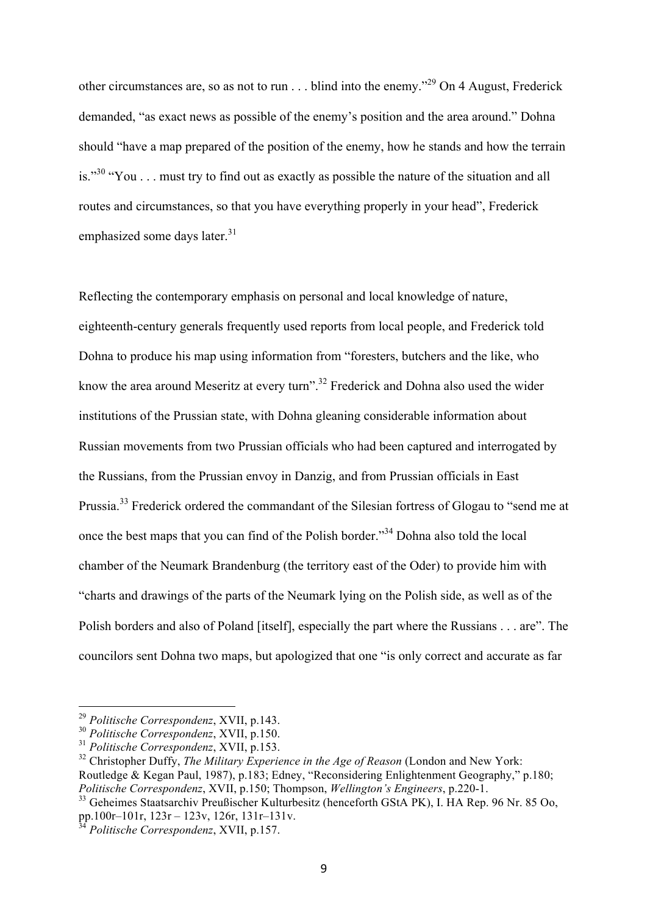other circumstances are, so as not to run . . . blind into the enemy."[29] On 4 August, Frederick demanded, "as exact news as possible of the enemy's position and the area around." Dohna should "have a map prepared of the position of the enemy, how he stands and how the terrain is."[30] "You . . . must try to find out as exactly as possible the nature of the situation and all routes and circumstances, so that you have everything properly in your head", Frederick emphasized some days later.[31]

Reflecting the contemporary emphasis on personal and local knowledge of nature, eighteenth-century generals frequently used reports from local people, and Frederick told Dohna to produce his map using information from "foresters, butchers and the like, who know the area around Meseritz at every turn".[32] Frederick and Dohna also used the wider institutions of the Prussian state, with Dohna gleaning considerable information about Russian movements from two Prussian officials who had been captured and interrogated by the Russians, from the Prussian envoy in Danzig, and from Prussian officials in East Prussia.[33] Frederick ordered the commandant of the Silesian fortress of Glogau to "send me at once the best maps that you can find of the Polish border."[34] Dohna also told the local chamber of the Neumark Brandenburg (the territory east of the Oder) to provide him with "charts and drawings of the parts of the Neumark lying on the Polish side, as well as of the Polish borders and also of Poland [itself], especially the part where the Russians . . . are". The councilors sent Dohna two maps, but apologized that one "is only correct and accurate as far

---

[29] *Politische Correspondenz*, XVII, p.143.

[30] *Politische Correspondenz*, XVII, p.150.

[31] *Politische Correspondenz*, XVII, p.153.

[32] Christopher Duffy, *The Military Experience in the Age of Reason* (London and New York: Routledge & Kegan Paul, 1987), p.183; Edney, "Reconsidering Enlightenment Geography," p.180; *Politische Correspondenz*, XVII, p.150; Thompson, *Wellington's Engineers*, p.220-1.

[33] Geheimes Staatsarchiv Preußischer Kulturbesitz (henceforth GStA PK), I. HA Rep. 96 Nr. 85 Oo, pp.100r–101r, 123r – 123v, 126r, 131r–131v.

[34] *Politische Correspondenz*, XVII, p.157.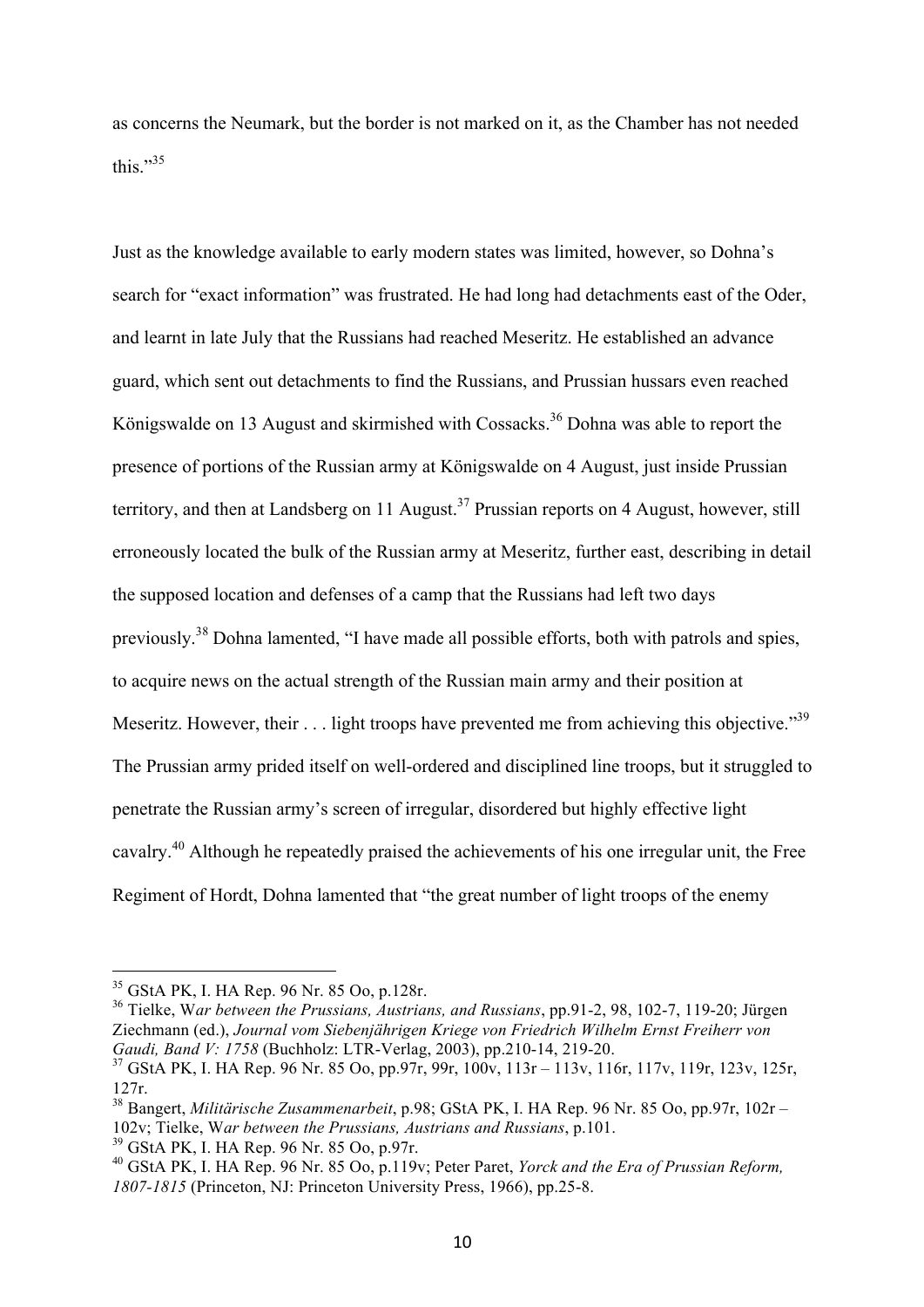as concerns the Neumark, but the border is not marked on it, as the Chamber has not needed this."[35]

Just as the knowledge available to early modern states was limited, however, so Dohna's search for "exact information" was frustrated. He had long had detachments east of the Oder, and learnt in late July that the Russians had reached Meseritz. He established an advance guard, which sent out detachments to find the Russians, and Prussian hussars even reached Königswalde on 13 August and skirmished with Cossacks.[36] Dohna was able to report the presence of portions of the Russian army at Königswalde on 4 August, just inside Prussian territory, and then at Landsberg on 11 August.[37] Prussian reports on 4 August, however, still erroneously located the bulk of the Russian army at Meseritz, further east, describing in detail the supposed location and defenses of a camp that the Russians had left two days previously.[38] Dohna lamented, "I have made all possible efforts, both with patrols and spies, to acquire news on the actual strength of the Russian main army and their position at Meseritz. However, their . . . light troops have prevented me from achieving this objective."[39] The Prussian army prided itself on well-ordered and disciplined line troops, but it struggled to penetrate the Russian army's screen of irregular, disordered but highly effective light cavalry.[40] Although he repeatedly praised the achievements of his one irregular unit, the Free Regiment of Hordt, Dohna lamented that "the great number of light troops of the enemy

---

[35] GStA PK, I. HA Rep. 96 Nr. 85 Oo, p.128r.

[36] Tielke, *War between the Prussians, Austrians, and Russians*, pp.91-2, 98, 102-7, 119-20; Jürgen Ziechmann (ed.), *Journal vom Siebenjährigen Kriege von Friedrich Wilhelm Ernst Freiherr von Gaudi, Band V: 1758* (Buchholz: LTR-Verlag, 2003), pp.210-14, 219-20.

[37] GStA PK, I. HA Rep. 96 Nr. 85 Oo, pp.97r, 99r, 100v, 113r – 113v, 116r, 117v, 119r, 123v, 125r, 127r.

[38] Bangert, *Militärische Zusammenarbeit*, p.98; GStA PK, I. HA Rep. 96 Nr. 85 Oo, pp.97r, 102r – 102v; Tielke, *War between the Prussians, Austrians and Russians*, p.101.

[39] GStA PK, I. HA Rep. 96 Nr. 85 Oo, p.97r.

[40] GStA PK, I. HA Rep. 96 Nr. 85 Oo, p.119v; Peter Paret, *Yorck and the Era of Prussian Reform, 1807-1815* (Princeton, NJ: Princeton University Press, 1966), pp.25-8.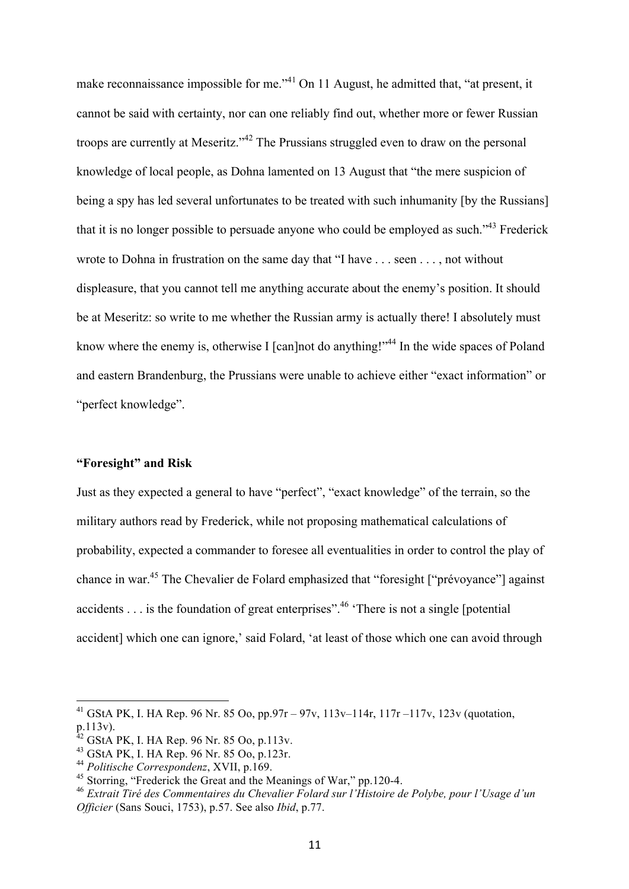make reconnaissance impossible for me."[41] On 11 August, he admitted that, "at present, it cannot be said with certainty, nor can one reliably find out, whether more or fewer Russian troops are currently at Meseritz."[42] The Prussians struggled even to draw on the personal knowledge of local people, as Dohna lamented on 13 August that "the mere suspicion of being a spy has led several unfortunates to be treated with such inhumanity [by the Russians] that it is no longer possible to persuade anyone who could be employed as such."[43] Frederick wrote to Dohna in frustration on the same day that "I have . . . seen . . . , not without displeasure, that you cannot tell me anything accurate about the enemy's position. It should be at Meseritz: so write to me whether the Russian army is actually there! I absolutely must know where the enemy is, otherwise I [can]not do anything!"[44] In the wide spaces of Poland and eastern Brandenburg, the Prussians were unable to achieve either "exact information" or "perfect knowledge".

### "Foresight" and Risk

Just as they expected a general to have "perfect", "exact knowledge" of the terrain, so the military authors read by Frederick, while not proposing mathematical calculations of probability, expected a commander to foresee all eventualities in order to control the play of chance in war.[45] The Chevalier de Folard emphasized that "foresight ["prévoyance"] against accidents . . . is the foundation of great enterprises".[46] 'There is not a single [potential accident] which one can ignore,' said Folard, 'at least of those which one can avoid through

---

[41] GStA PK, I. HA Rep. 96 Nr. 85 Oo, pp.97r – 97v, 113v–114r, 117r –117v, 123v (quotation, p.113v).

[42] GStA PK, I. HA Rep. 96 Nr. 85 Oo, p.113v.

[43] GStA PK, I. HA Rep. 96 Nr. 85 Oo, p.123r.

[44] *Politische Correspondenz*, XVII, p.169.

[45] Storring, "Frederick the Great and the Meanings of War," pp.120-4.

[46] *Extrait Tiré des Commentaires du Chevalier Folard sur l'Histoire de Polybe, pour l'Usage d'un Officier* (Sans Souci, 1753), p.57. See also *Ibid*, p.77.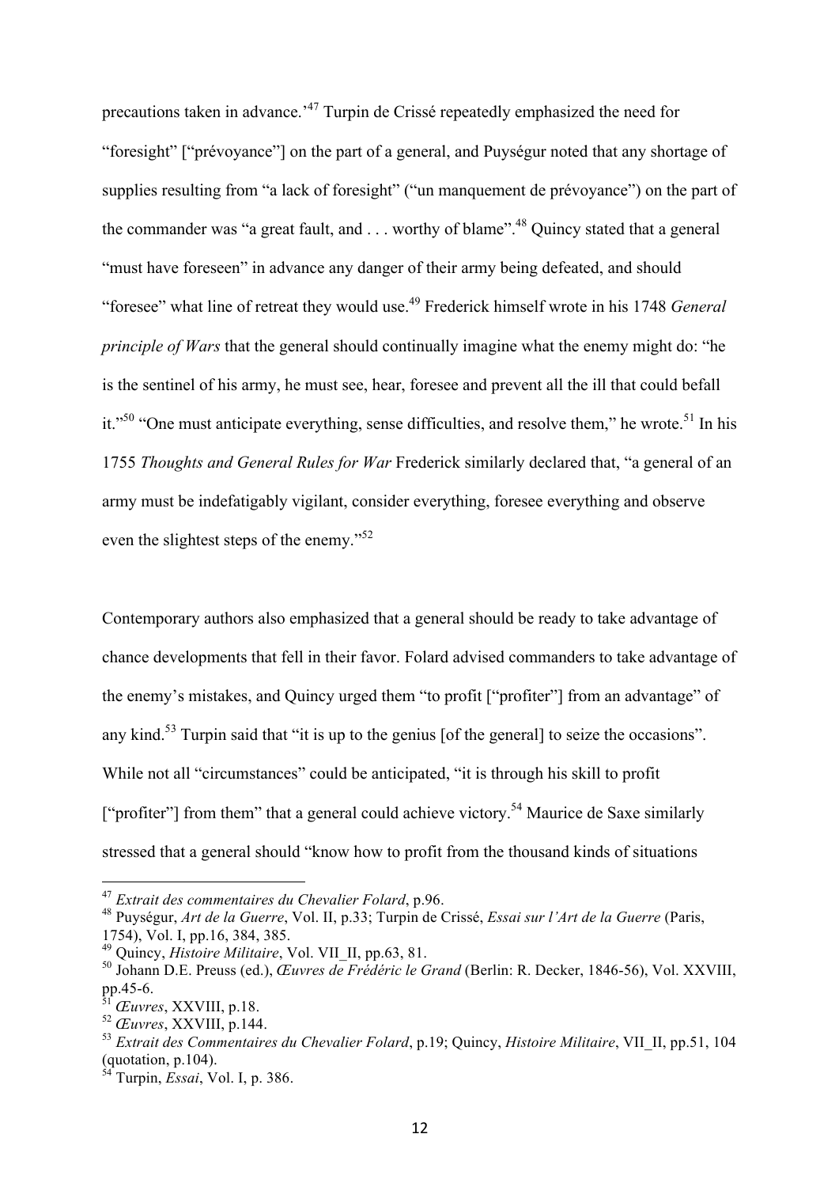precautions taken in advance.'[47] Turpin de Crissé repeatedly emphasized the need for "foresight" ["prévoyance"] on the part of a general, and Puységur noted that any shortage of supplies resulting from "a lack of foresight" ("un manquement de prévoyance") on the part of the commander was "a great fault, and . . . worthy of blame".[48] Quincy stated that a general "must have foreseen" in advance any danger of their army being defeated, and should "foresee" what line of retreat they would use.[49] Frederick himself wrote in his 1748 *General principle of Wars* that the general should continually imagine what the enemy might do: "he is the sentinel of his army, he must see, hear, foresee and prevent all the ill that could befall it."[50] "One must anticipate everything, sense difficulties, and resolve them," he wrote.[51] In his 1755 *Thoughts and General Rules for War* Frederick similarly declared that, "a general of an army must be indefatigably vigilant, consider everything, foresee everything and observe even the slightest steps of the enemy."[52]

Contemporary authors also emphasized that a general should be ready to take advantage of chance developments that fell in their favor. Folard advised commanders to take advantage of the enemy's mistakes, and Quincy urged them "to profit ["profiter"] from an advantage" of any kind.[53] Turpin said that "it is up to the genius [of the general] to seize the occasions". While not all "circumstances" could be anticipated, "it is through his skill to profit ["profiter"] from them" that a general could achieve victory.[54] Maurice de Saxe similarly stressed that a general should "know how to profit from the thousand kinds of situations

---

[47] *Extrait des commentaires du Chevalier Folard*, p.96.

[48] Puységur, *Art de la Guerre*, Vol. II, p.33; Turpin de Crissé, *Essai sur l'Art de la Guerre* (Paris, 1754), Vol. I, pp.16, 384, 385.

[49] Quincy, *Histoire Militaire*, Vol. VII_II, pp.63, 81.

[50] Johann D.E. Preuss (ed.), *Œuvres de Frédéric le Grand* (Berlin: R. Decker, 1846-56), Vol. XXVIII, pp.45-6.

[51] *Œuvres*, XXVIII, p.18.

[52] *Œuvres*, XXVIII, p.144.

[53] *Extrait des Commentaires du Chevalier Folard*, p.19; Quincy, *Histoire Militaire*, VII_II, pp.51, 104 (quotation, p.104).

[54] Turpin, *Essai*, Vol. I, p. 386.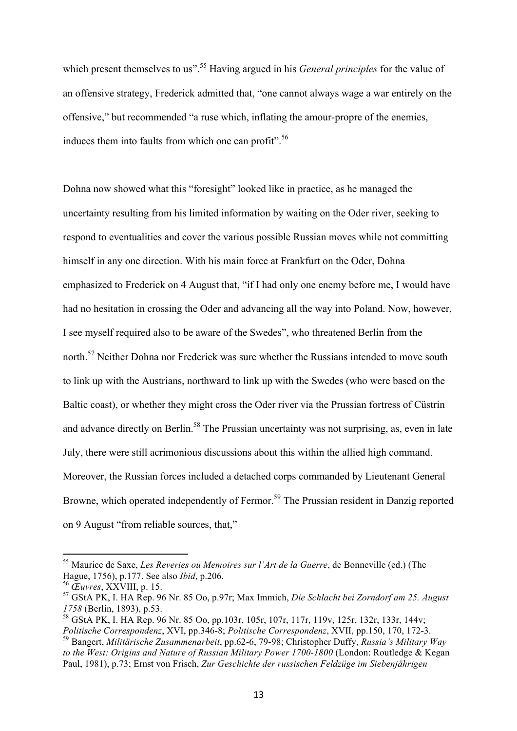which present themselves to us".[55] Having argued in his *General principles* for the value of an offensive strategy, Frederick admitted that, "one cannot always wage a war entirely on the offensive," but recommended "a ruse which, inflating the amour-propre of the enemies, induces them into faults from which one can profit".[56]

Dohna now showed what this "foresight" looked like in practice, as he managed the uncertainty resulting from his limited information by waiting on the Oder river, seeking to respond to eventualities and cover the various possible Russian moves while not committing himself in any one direction. With his main force at Frankfurt on the Oder, Dohna emphasized to Frederick on 4 August that, "if I had only one enemy before me, I would have had no hesitation in crossing the Oder and advancing all the way into Poland. Now, however, I see myself required also to be aware of the Swedes", who threatened Berlin from the north.[57] Neither Dohna nor Frederick was sure whether the Russians intended to move south to link up with the Austrians, northward to link up with the Swedes (who were based on the Baltic coast), or whether they might cross the Oder river via the Prussian fortress of Cüstrin and advance directly on Berlin.[58] The Prussian uncertainty was not surprising, as, even in late July, there were still acrimonious discussions about this within the allied high command. Moreover, the Russian forces included a detached corps commanded by Lieutenant General Browne, which operated independently of Fermor.[59] The Prussian resident in Danzig reported on 9 August "from reliable sources, that,"

---

[55] Maurice de Saxe, *Les Reveries ou Memoires sur l'Art de la Guerre*, de Bonneville (ed.) (The Hague, 1756), p.177. See also *Ibid*, p.206.

[56] *Œuvres*, XXVIII, p. 15.

[57] GStA PK, I. HA Rep. 96 Nr. 85 Oo, p.97r; Max Immich, *Die Schlacht bei Zorndorf am 25. August 1758* (Berlin, 1893), p.53.

[58] GStA PK, I. HA Rep. 96 Nr. 85 Oo, pp.103r, 105r, 107r, 117r, 119v, 125r, 132r, 133r, 144v; *Politische Correspondenz*, XVI, pp.346-8; *Politische Correspondenz*, XVII, pp.150, 170, 172-3.

[59] Bangert, *Militärische Zusammenarbeit*, pp.62-6, 79-98; Christopher Duffy, *Russia's Military Way to the West: Origins and Nature of Russian Military Power 1700-1800* (London: Routledge & Kegan Paul, 1981), p.73; Ernst von Frisch, *Zur Geschichte der russischen Feldzüge im Siebenjährigen*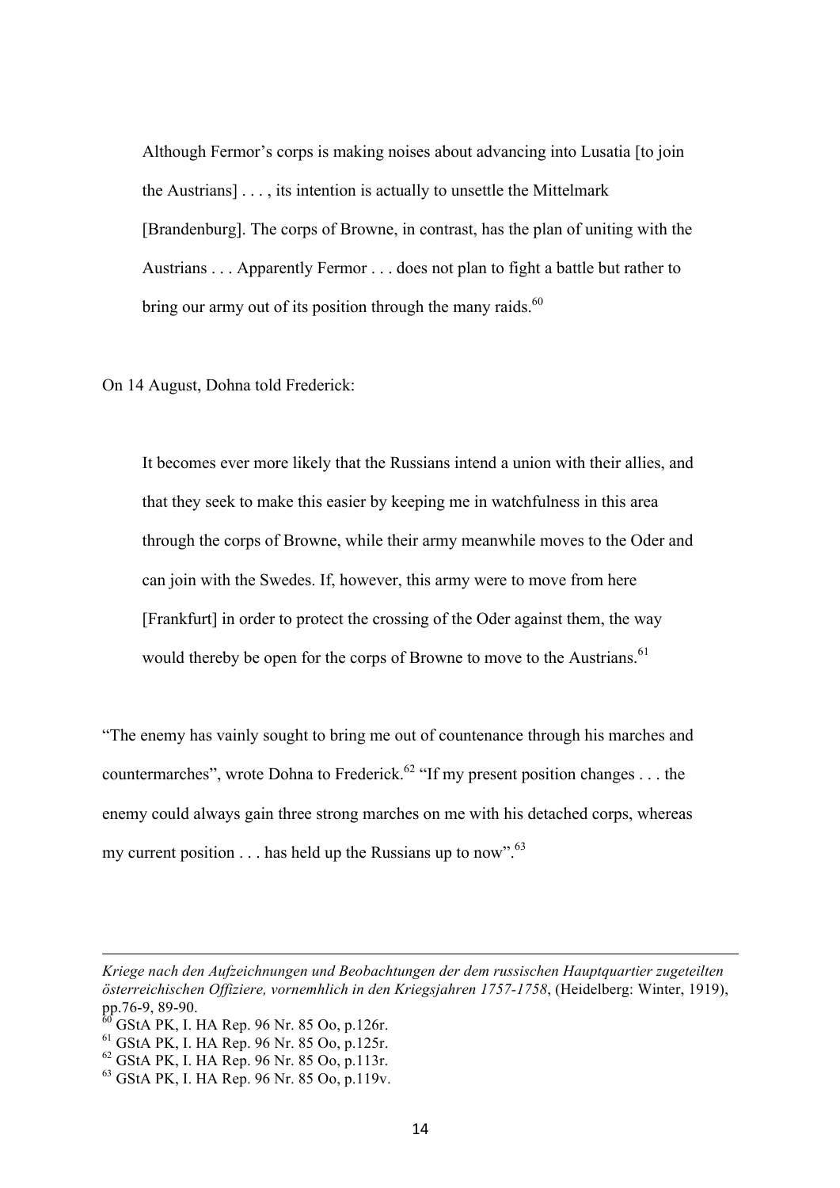> Although Fermor's corps is making noises about advancing into Lusatia [to join the Austrians] . . . , its intention is actually to unsettle the Mittelmark [Brandenburg]. The corps of Browne, in contrast, has the plan of uniting with the Austrians . . . Apparently Fermor . . . does not plan to fight a battle but rather to bring our army out of its position through the many raids.[60]

On 14 August, Dohna told Frederick:

> It becomes ever more likely that the Russians intend a union with their allies, and that they seek to make this easier by keeping me in watchfulness in this area through the corps of Browne, while their army meanwhile moves to the Oder and can join with the Swedes. If, however, this army were to move from here [Frankfurt] in order to protect the crossing of the Oder against them, the way would thereby be open for the corps of Browne to move to the Austrians.[61]

"The enemy has vainly sought to bring me out of countenance through his marches and countermarches", wrote Dohna to Frederick.[62] "If my present position changes . . . the enemy could always gain three strong marches on me with his detached corps, whereas my current position . . . has held up the Russians up to now".[63]

---

*Kriege nach den Aufzeichnungen und Beobachtungen der dem russischen Hauptquartier zugeteilten österreichischen Offiziere, vornemhlich in den Kriegsjahren 1757-1758*, (Heidelberg: Winter, 1919), pp.76-9, 89-90.

[60] GStA PK, I. HA Rep. 96 Nr. 85 Oo, p.126r.

[61] GStA PK, I. HA Rep. 96 Nr. 85 Oo, p.125r.

[62] GStA PK, I. HA Rep. 96 Nr. 85 Oo, p.113r.

[63] GStA PK, I. HA Rep. 96 Nr. 85 Oo, p.119v.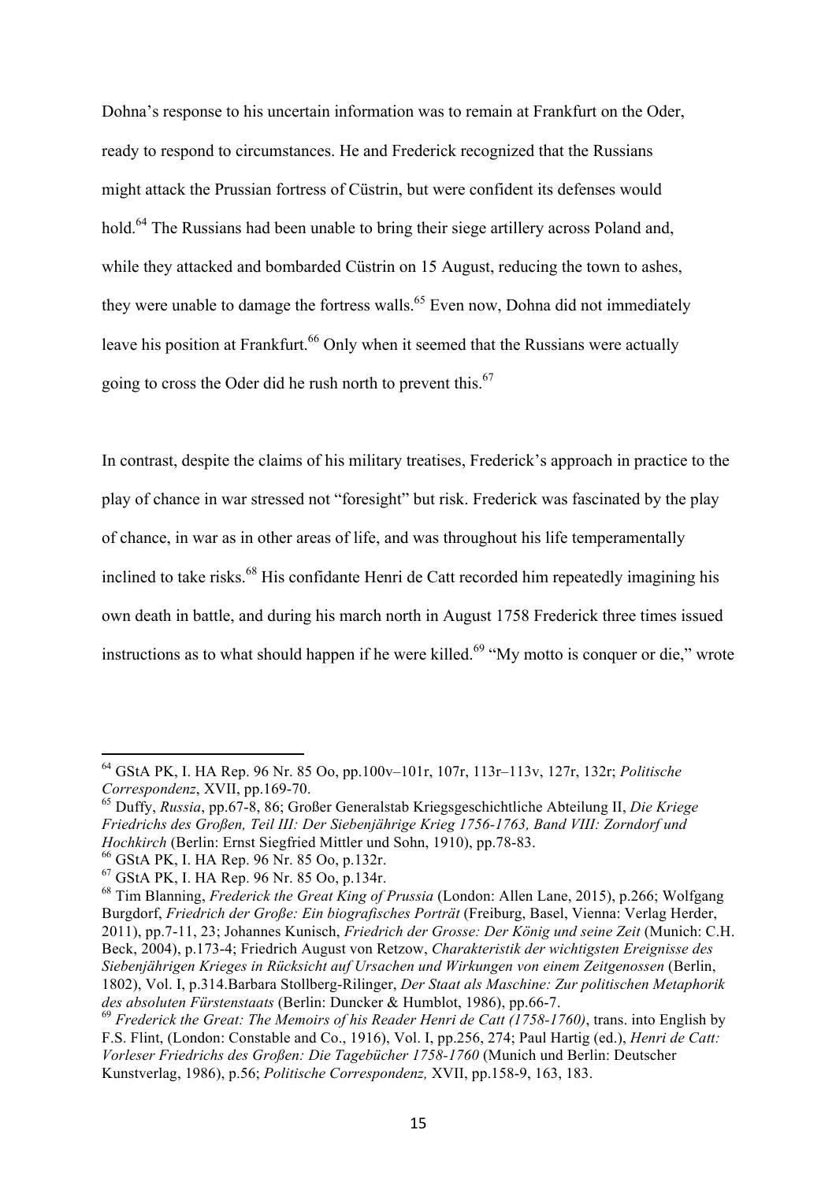Dohna's response to his uncertain information was to remain at Frankfurt on the Oder, ready to respond to circumstances. He and Frederick recognized that the Russians might attack the Prussian fortress of Cüstrin, but were confident its defenses would hold.[64] The Russians had been unable to bring their siege artillery across Poland and, while they attacked and bombarded Cüstrin on 15 August, reducing the town to ashes, they were unable to damage the fortress walls.[65] Even now, Dohna did not immediately leave his position at Frankfurt.[66] Only when it seemed that the Russians were actually going to cross the Oder did he rush north to prevent this.[67]

In contrast, despite the claims of his military treatises, Frederick's approach in practice to the play of chance in war stressed not "foresight" but risk. Frederick was fascinated by the play of chance, in war as in other areas of life, and was throughout his life temperamentally inclined to take risks.[68] His confidante Henri de Catt recorded him repeatedly imagining his own death in battle, and during his march north in August 1758 Frederick three times issued instructions as to what should happen if he were killed.[69] "My motto is conquer or die," wrote

---

[64] GStA PK, I. HA Rep. 96 Nr. 85 Oo, pp.100v–101r, 107r, 113r–113v, 127r, 132r; *Politische Correspondenz*, XVII, pp.169-70.

[65] Duffy, *Russia*, pp.67-8, 86; Großer Generalstab Kriegsgeschichtliche Abteilung II, *Die Kriege Friedrichs des Großen, Teil III: Der Siebenjährige Krieg 1756-1763, Band VIII: Zorndorf und Hochkirch* (Berlin: Ernst Siegfried Mittler und Sohn, 1910), pp.78-83.

[66] GStA PK, I. HA Rep. 96 Nr. 85 Oo, p.132r.

[67] GStA PK, I. HA Rep. 96 Nr. 85 Oo, p.134r.

[68] Tim Blanning, *Frederick the Great King of Prussia* (London: Allen Lane, 2015), p.266; Wolfgang Burgdorf, *Friedrich der Große: Ein biografisches Porträt* (Freiburg, Basel, Vienna: Verlag Herder, 2011), pp.7-11, 23; Johannes Kunisch, *Friedrich der Grosse: Der König und seine Zeit* (Munich: C.H. Beck, 2004), p.173-4; Friedrich August von Retzow, *Charakteristik der wichtigsten Ereignisse des Siebenjährigen Krieges in Rücksicht auf Ursachen und Wirkungen von einem Zeitgenossen* (Berlin, 1802), Vol. I, p.314.Barbara Stollberg-Rilinger, *Der Staat als Maschine: Zur politischen Metaphorik des absoluten Fürstenstaats* (Berlin: Duncker & Humblot, 1986), pp.66-7.

[69] *Frederick the Great: The Memoirs of his Reader Henri de Catt (1758-1760)*, trans. into English by F.S. Flint, (London: Constable and Co., 1916), Vol. I, pp.256, 274; Paul Hartig (ed.), *Henri de Catt: Vorleser Friedrichs des Großen: Die Tagebücher 1758-1760* (Munich und Berlin: Deutscher Kunstverlag, 1986), p.56; *Politische Correspondenz,* XVII, pp.158-9, 163, 183.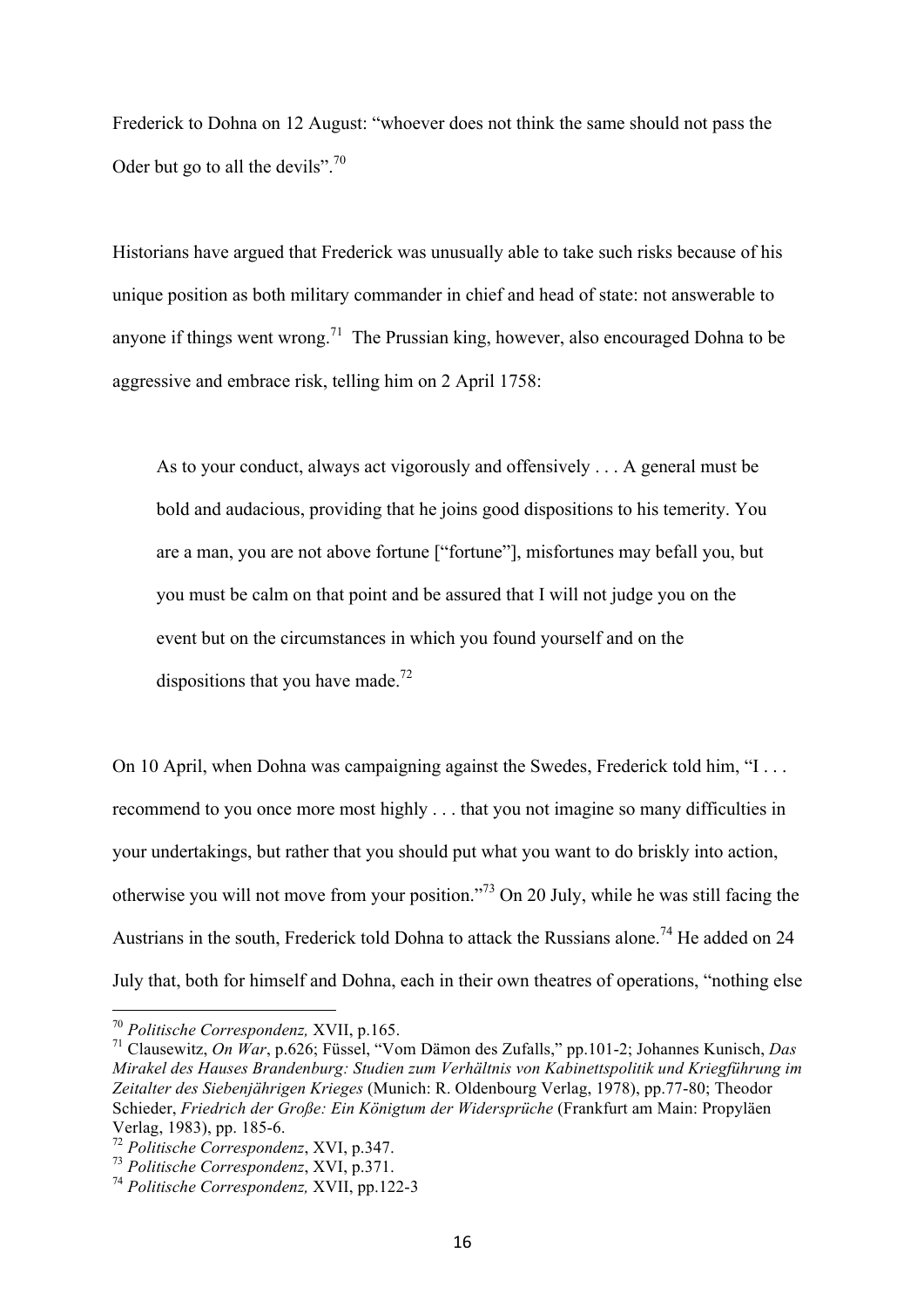Frederick to Dohna on 12 August: "whoever does not think the same should not pass the Oder but go to all the devils".[70]

Historians have argued that Frederick was unusually able to take such risks because of his unique position as both military commander in chief and head of state: not answerable to anyone if things went wrong.[71] The Prussian king, however, also encouraged Dohna to be aggressive and embrace risk, telling him on 2 April 1758:

> As to your conduct, always act vigorously and offensively . . . A general must be bold and audacious, providing that he joins good dispositions to his temerity. You are a man, you are not above fortune ["fortune"], misfortunes may befall you, but you must be calm on that point and be assured that I will not judge you on the event but on the circumstances in which you found yourself and on the dispositions that you have made.[72]

On 10 April, when Dohna was campaigning against the Swedes, Frederick told him, "I . . . recommend to you once more most highly . . . that you not imagine so many difficulties in your undertakings, but rather that you should put what you want to do briskly into action, otherwise you will not move from your position."[73] On 20 July, while he was still facing the Austrians in the south, Frederick told Dohna to attack the Russians alone.[74] He added on 24 July that, both for himself and Dohna, each in their own theatres of operations, "nothing else

---

[70] *Politische Correspondenz,* XVII, p.165.

[71] Clausewitz, *On War*, p.626; Füssel, "Vom Dämon des Zufalls," pp.101-2; Johannes Kunisch, *Das Mirakel des Hauses Brandenburg: Studien zum Verhältnis von Kabinettspolitik und Kriegführung im Zeitalter des Siebenjährigen Krieges* (Munich: R. Oldenbourg Verlag, 1978), pp.77-80; Theodor Schieder, *Friedrich der Große: Ein Königtum der Widersprüche* (Frankfurt am Main: Propyläen Verlag, 1983), pp. 185-6.

[72] *Politische Correspondenz*, XVI, p.347.

[73] *Politische Correspondenz*, XVI, p.371.

[74] *Politische Correspondenz,* XVII, pp.122-3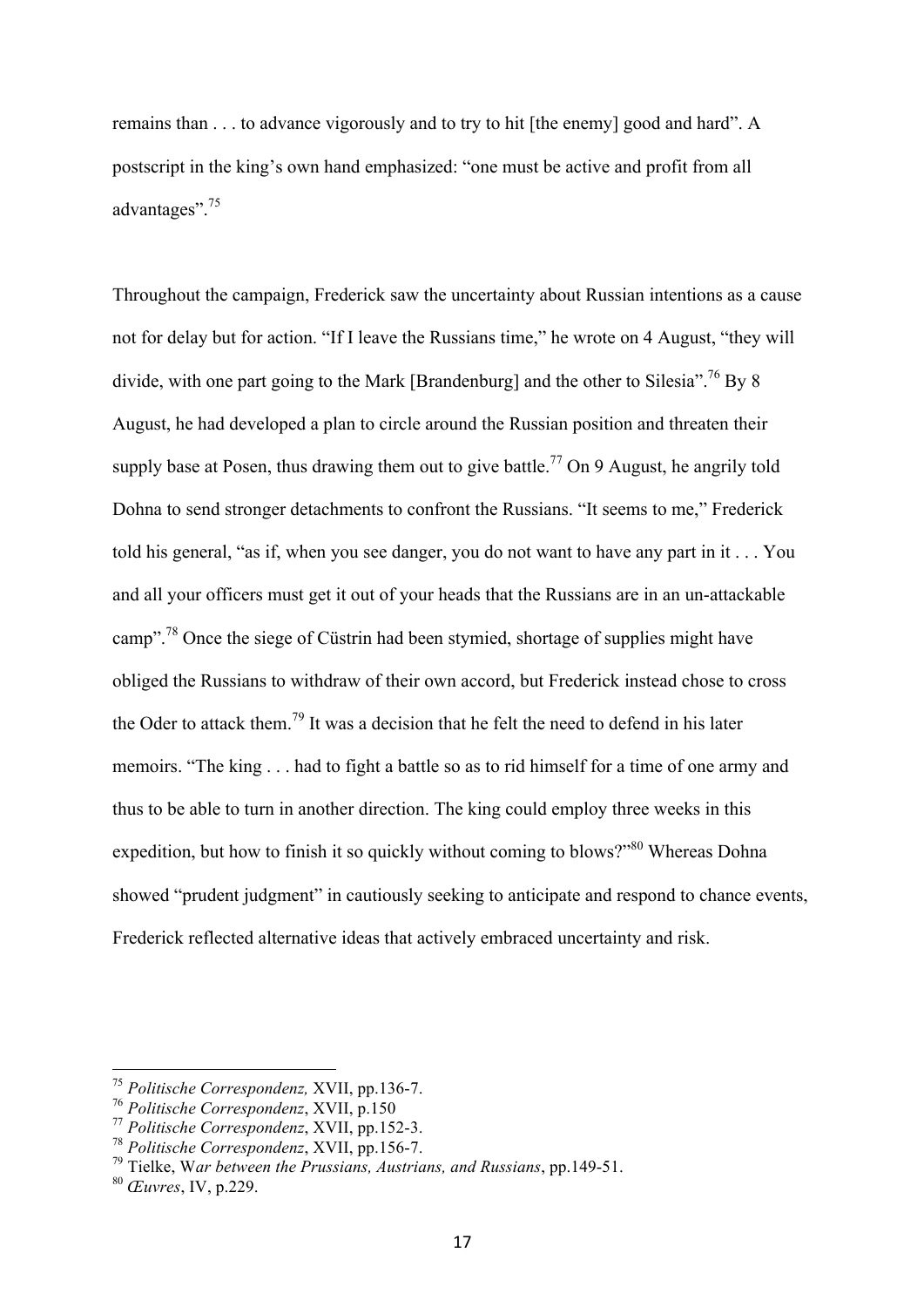remains than . . . to advance vigorously and to try to hit [the enemy] good and hard". A postscript in the king's own hand emphasized: "one must be active and profit from all advantages".[75]

Throughout the campaign, Frederick saw the uncertainty about Russian intentions as a cause not for delay but for action. "If I leave the Russians time," he wrote on 4 August, "they will divide, with one part going to the Mark [Brandenburg] and the other to Silesia".[76] By 8 August, he had developed a plan to circle around the Russian position and threaten their supply base at Posen, thus drawing them out to give battle.[77] On 9 August, he angrily told Dohna to send stronger detachments to confront the Russians. "It seems to me," Frederick told his general, "as if, when you see danger, you do not want to have any part in it . . . You and all your officers must get it out of your heads that the Russians are in an un-attackable camp".[78] Once the siege of Cüstrin had been stymied, shortage of supplies might have obliged the Russians to withdraw of their own accord, but Frederick instead chose to cross the Oder to attack them.[79] It was a decision that he felt the need to defend in his later memoirs. "The king . . . had to fight a battle so as to rid himself for a time of one army and thus to be able to turn in another direction. The king could employ three weeks in this expedition, but how to finish it so quickly without coming to blows?"[80] Whereas Dohna showed "prudent judgment" in cautiously seeking to anticipate and respond to chance events, Frederick reflected alternative ideas that actively embraced uncertainty and risk.

---

[75] *Politische Correspondenz,* XVII, pp.136-7.

[76] *Politische Correspondenz*, XVII, p.150

[77] *Politische Correspondenz*, XVII, pp.152-3.

[78] *Politische Correspondenz*, XVII, pp.156-7.

[79] Tielke, *War between the Prussians, Austrians, and Russians*, pp.149-51.

[80] *Œuvres*, IV, p.229.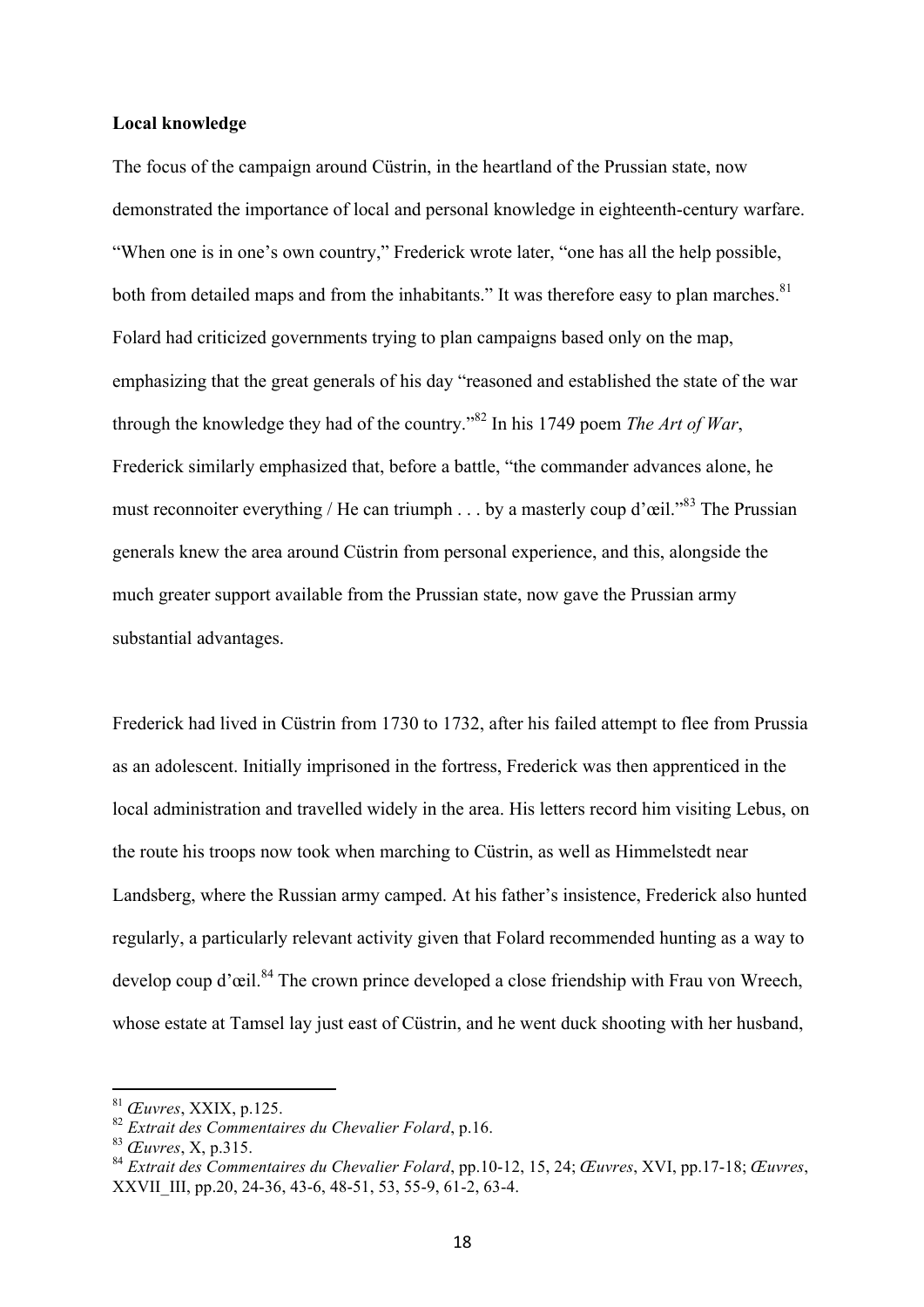**Local knowledge**

The focus of the campaign around Cüstrin, in the heartland of the Prussian state, now demonstrated the importance of local and personal knowledge in eighteenth-century warfare. "When one is in one's own country," Frederick wrote later, "one has all the help possible, both from detailed maps and from the inhabitants." It was therefore easy to plan marches.[81] Folard had criticized governments trying to plan campaigns based only on the map, emphasizing that the great generals of his day "reasoned and established the state of the war through the knowledge they had of the country."[82] In his 1749 poem *The Art of War*, Frederick similarly emphasized that, before a battle, "the commander advances alone, he must reconnoiter everything / He can triumph . . . by a masterly coup d'œil."[83] The Prussian generals knew the area around Cüstrin from personal experience, and this, alongside the much greater support available from the Prussian state, now gave the Prussian army substantial advantages.

Frederick had lived in Cüstrin from 1730 to 1732, after his failed attempt to flee from Prussia as an adolescent. Initially imprisoned in the fortress, Frederick was then apprenticed in the local administration and travelled widely in the area. His letters record him visiting Lebus, on the route his troops now took when marching to Cüstrin, as well as Himmelstedt near Landsberg, where the Russian army camped. At his father's insistence, Frederick also hunted regularly, a particularly relevant activity given that Folard recommended hunting as a way to develop coup d'œil.[84] The crown prince developed a close friendship with Frau von Wreech, whose estate at Tamsel lay just east of Cüstrin, and he went duck shooting with her husband,

---

[81] *Œuvres*, XXIX, p.125.

[82] *Extrait des Commentaires du Chevalier Folard*, p.16.

[83] *Œuvres*, X, p.315.

[84] *Extrait des Commentaires du Chevalier Folard*, pp.10-12, 15, 24; *Œuvres*, XVI, pp.17-18; *Œuvres*, XXVII_III, pp.20, 24-36, 43-6, 48-51, 53, 55-9, 61-2, 63-4.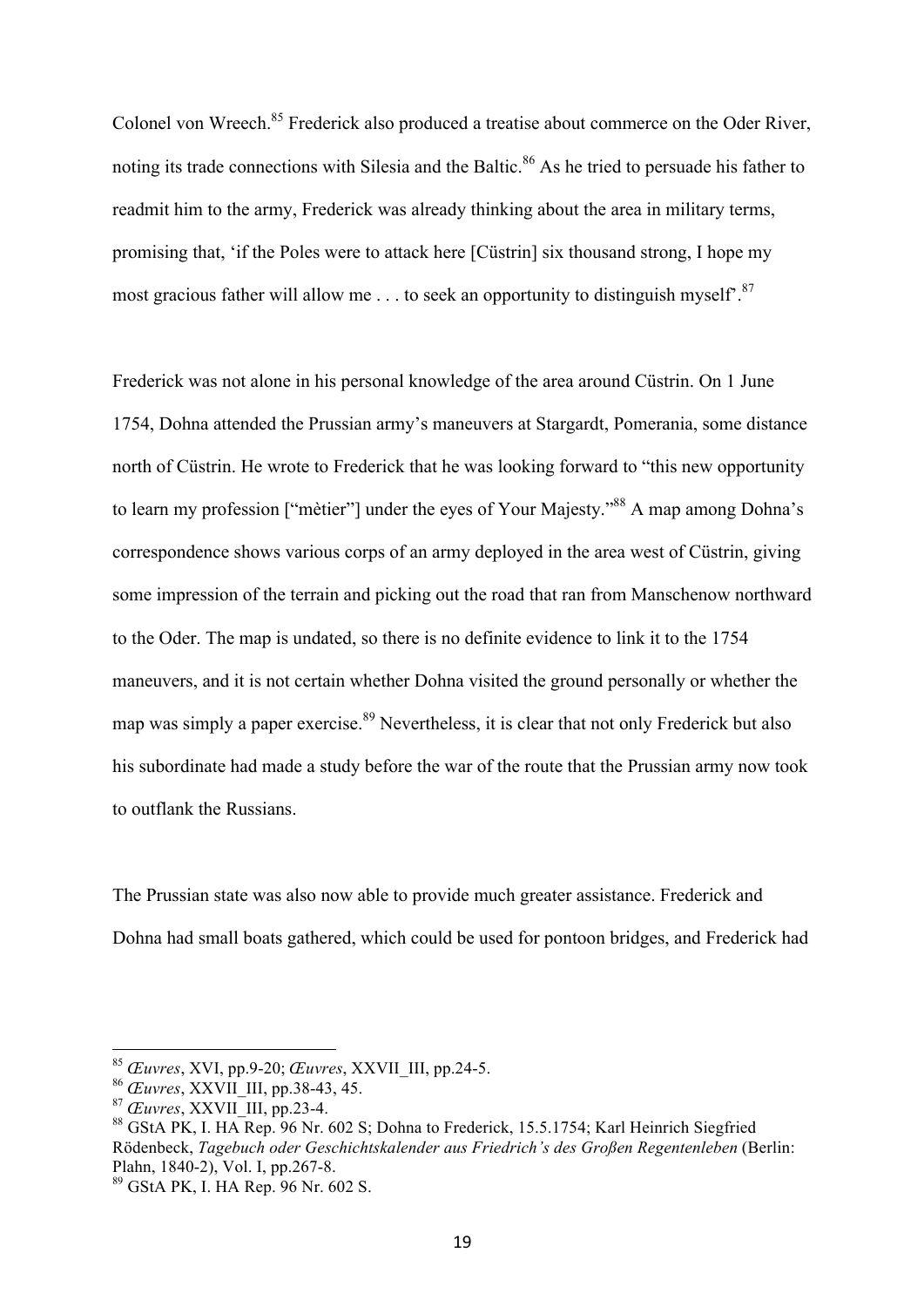Colonel von Wreech.[85] Frederick also produced a treatise about commerce on the Oder River, noting its trade connections with Silesia and the Baltic.[86] As he tried to persuade his father to readmit him to the army, Frederick was already thinking about the area in military terms, promising that, 'if the Poles were to attack here [Cüstrin] six thousand strong, I hope my most gracious father will allow me . . . to seek an opportunity to distinguish myself'.[87]

Frederick was not alone in his personal knowledge of the area around Cüstrin. On 1 June 1754, Dohna attended the Prussian army's maneuvers at Stargardt, Pomerania, some distance north of Cüstrin. He wrote to Frederick that he was looking forward to "this new opportunity to learn my profession ["mètier"] under the eyes of Your Majesty."[88] A map among Dohna's correspondence shows various corps of an army deployed in the area west of Cüstrin, giving some impression of the terrain and picking out the road that ran from Manschenow northward to the Oder. The map is undated, so there is no definite evidence to link it to the 1754 maneuvers, and it is not certain whether Dohna visited the ground personally or whether the map was simply a paper exercise.[89] Nevertheless, it is clear that not only Frederick but also his subordinate had made a study before the war of the route that the Prussian army now took to outflank the Russians.

The Prussian state was also now able to provide much greater assistance. Frederick and Dohna had small boats gathered, which could be used for pontoon bridges, and Frederick had

---

[85] *Œuvres*, XVI, pp.9-20; *Œuvres*, XXVII_III, pp.24-5.

[86] *Œuvres*, XXVII_III, pp.38-43, 45.

[87] *Œuvres*, XXVII_III, pp.23-4.

[88] GStA PK, I. HA Rep. 96 Nr. 602 S; Dohna to Frederick, 15.5.1754; Karl Heinrich Siegfried Rödenbeck, *Tagebuch oder Geschichtskalender aus Friedrich's des Großen Regentenleben* (Berlin: Plahn, 1840-2), Vol. I, pp.267-8.

[89] GStA PK, I. HA Rep. 96 Nr. 602 S.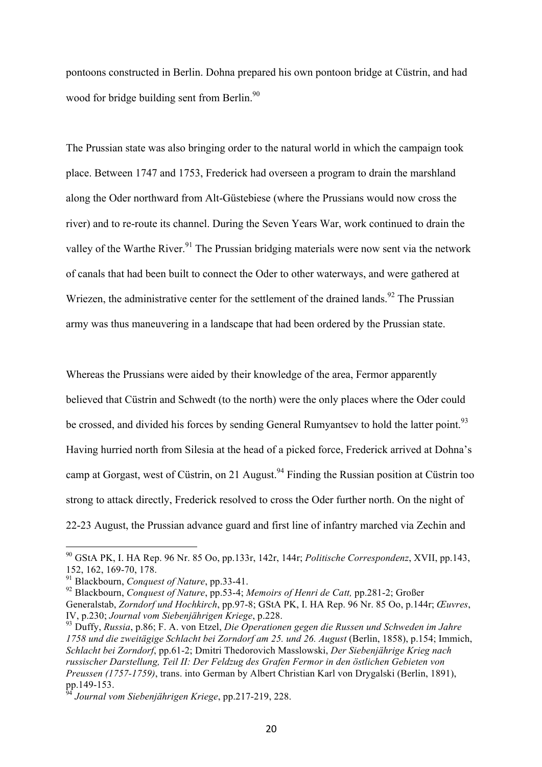pontoons constructed in Berlin. Dohna prepared his own pontoon bridge at Cüstrin, and had wood for bridge building sent from Berlin.[90]

The Prussian state was also bringing order to the natural world in which the campaign took place. Between 1747 and 1753, Frederick had overseen a program to drain the marshland along the Oder northward from Alt-Güstebiese (where the Prussians would now cross the river) and to re-route its channel. During the Seven Years War, work continued to drain the valley of the Warthe River.[91] The Prussian bridging materials were now sent via the network of canals that had been built to connect the Oder to other waterways, and were gathered at Wriezen, the administrative center for the settlement of the drained lands.[92] The Prussian army was thus maneuvering in a landscape that had been ordered by the Prussian state.

Whereas the Prussians were aided by their knowledge of the area, Fermor apparently believed that Cüstrin and Schwedt (to the north) were the only places where the Oder could be crossed, and divided his forces by sending General Rumyantsev to hold the latter point.[93] Having hurried north from Silesia at the head of a picked force, Frederick arrived at Dohna's camp at Gorgast, west of Cüstrin, on 21 August.[94] Finding the Russian position at Cüstrin too strong to attack directly, Frederick resolved to cross the Oder further north. On the night of 22-23 August, the Prussian advance guard and first line of infantry marched via Zechin and

---

[90] GStA PK, I. HA Rep. 96 Nr. 85 Oo, pp.133r, 142r, 144r; *Politische Correspondenz*, XVII, pp.143, 152, 162, 169-70, 178.

[91] Blackbourn, *Conquest of Nature*, pp.33-41.

[92] Blackbourn, *Conquest of Nature*, pp.53-4; *Memoirs of Henri de Catt,* pp.281-2; Großer Generalstab, *Zorndorf und Hochkirch*, pp.97-8; GStA PK, I. HA Rep. 96 Nr. 85 Oo, p.144r; *Œuvres*, IV, p.230; *Journal vom Siebenjährigen Kriege*, p.228.

[93] Duffy, *Russia*, p.86; F. A. von Etzel, *Die Operationen gegen die Russen und Schweden im Jahre 1758 und die zweitägige Schlacht bei Zorndorf am 25. und 26. August* (Berlin, 1858), p.154; Immich, *Schlacht bei Zorndorf*, pp.61-2; Dmitri Thedorovich Masslowski, *Der Siebenjährige Krieg nach russischer Darstellung, Teil II: Der Feldzug des Grafen Fermor in den östlichen Gebieten von Preussen (1757-1759)*, trans. into German by Albert Christian Karl von Drygalski (Berlin, 1891), pp.149-153.

[94] *Journal vom Siebenjährigen Kriege*, pp.217-219, 228.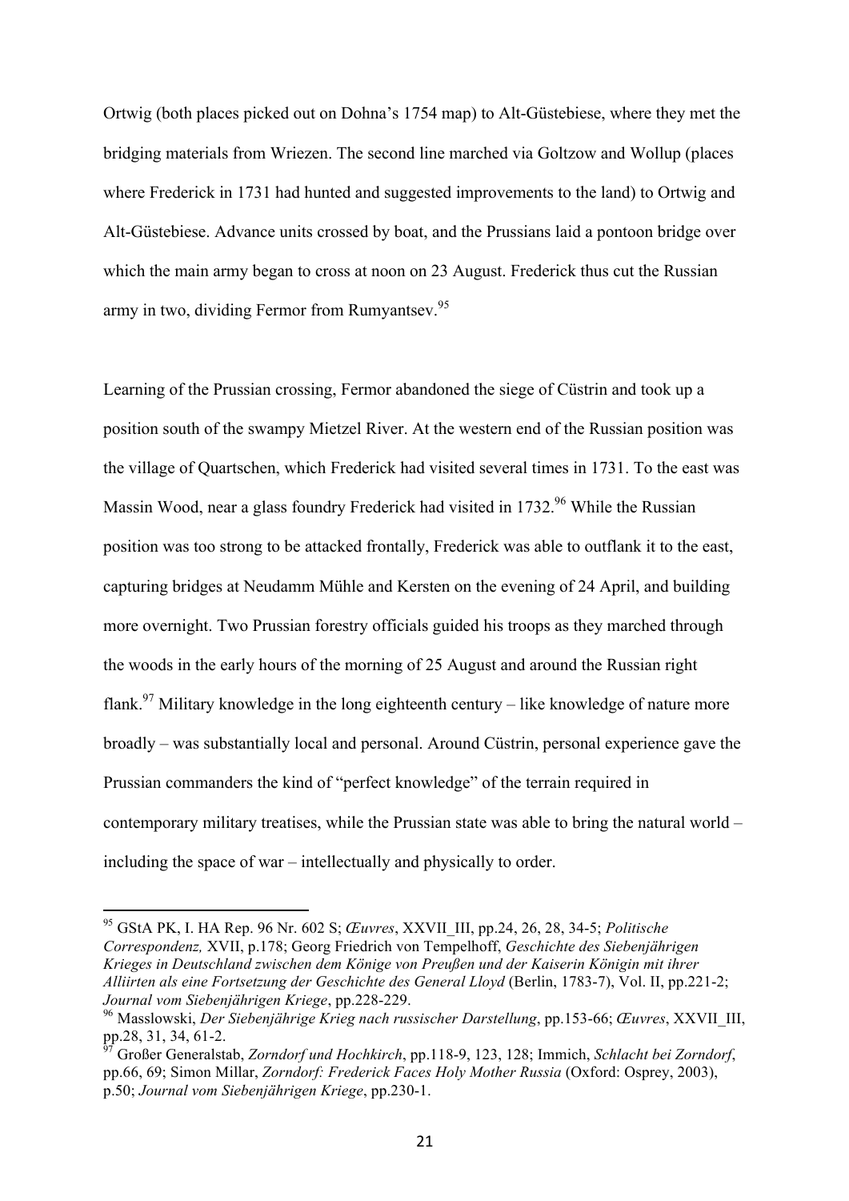Ortwig (both places picked out on Dohna's 1754 map) to Alt-Güstebiese, where they met the bridging materials from Wriezen. The second line marched via Goltzow and Wollup (places where Frederick in 1731 had hunted and suggested improvements to the land) to Ortwig and Alt-Güstebiese. Advance units crossed by boat, and the Prussians laid a pontoon bridge over which the main army began to cross at noon on 23 August. Frederick thus cut the Russian army in two, dividing Fermor from Rumyantsev.[95]

Learning of the Prussian crossing, Fermor abandoned the siege of Cüstrin and took up a position south of the swampy Mietzel River. At the western end of the Russian position was the village of Quartschen, which Frederick had visited several times in 1731. To the east was Massin Wood, near a glass foundry Frederick had visited in 1732.[96] While the Russian position was too strong to be attacked frontally, Frederick was able to outflank it to the east, capturing bridges at Neudamm Mühle and Kersten on the evening of 24 April, and building more overnight. Two Prussian forestry officials guided his troops as they marched through the woods in the early hours of the morning of 25 August and around the Russian right flank.[97] Military knowledge in the long eighteenth century – like knowledge of nature more broadly – was substantially local and personal. Around Cüstrin, personal experience gave the Prussian commanders the kind of "perfect knowledge" of the terrain required in contemporary military treatises, while the Prussian state was able to bring the natural world – including the space of war – intellectually and physically to order.

---

[95] GStA PK, I. HA Rep. 96 Nr. 602 S; *Œuvres*, XXVII_III, pp.24, 26, 28, 34-5; *Politische Correspondenz,* XVII, p.178; Georg Friedrich von Tempelhoff, *Geschichte des Siebenjährigen Krieges in Deutschland zwischen dem Könige von Preußen und der Kaiserin Königin mit ihrer Alliirten als eine Fortsetzung der Geschichte des General Lloyd* (Berlin, 1783-7), Vol. II, pp.221-2; *Journal vom Siebenjährigen Kriege*, pp.228-229.

[96] Masslowski, *Der Siebenjährige Krieg nach russischer Darstellung*, pp.153-66; *Œuvres*, XXVII_III, pp.28, 31, 34, 61-2.

[97] Großer Generalstab, *Zorndorf und Hochkirch*, pp.118-9, 123, 128; Immich, *Schlacht bei Zorndorf*, pp.66, 69; Simon Millar, *Zorndorf: Frederick Faces Holy Mother Russia* (Oxford: Osprey, 2003), p.50; *Journal vom Siebenjährigen Kriege*, pp.230-1.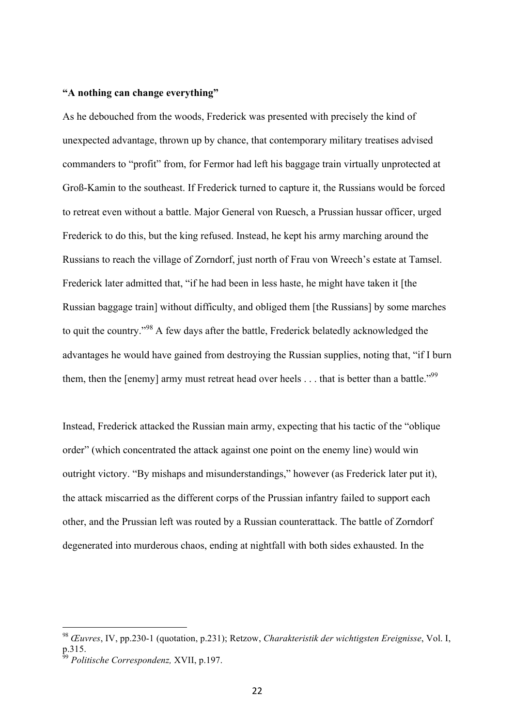**"A nothing can change everything"**

As he debouched from the woods, Frederick was presented with precisely the kind of unexpected advantage, thrown up by chance, that contemporary military treatises advised commanders to "profit" from, for Fermor had left his baggage train virtually unprotected at Groß-Kamin to the southeast. If Frederick turned to capture it, the Russians would be forced to retreat even without a battle. Major General von Ruesch, a Prussian hussar officer, urged Frederick to do this, but the king refused. Instead, he kept his army marching around the Russians to reach the village of Zorndorf, just north of Frau von Wreech's estate at Tamsel. Frederick later admitted that, "if he had been in less haste, he might have taken it [the Russian baggage train] without difficulty, and obliged them [the Russians] by some marches to quit the country."[98] A few days after the battle, Frederick belatedly acknowledged the advantages he would have gained from destroying the Russian supplies, noting that, "if I burn them, then the [enemy] army must retreat head over heels . . . that is better than a battle."[99]

Instead, Frederick attacked the Russian main army, expecting that his tactic of the "oblique order" (which concentrated the attack against one point on the enemy line) would win outright victory. "By mishaps and misunderstandings," however (as Frederick later put it), the attack miscarried as the different corps of the Prussian infantry failed to support each other, and the Prussian left was routed by a Russian counterattack. The battle of Zorndorf degenerated into murderous chaos, ending at nightfall with both sides exhausted. In the

---

[98] *Œuvres*, IV, pp.230-1 (quotation, p.231); Retzow, *Charakteristik der wichtigsten Ereignisse*, Vol. I, p.315.

[99] *Politische Correspondenz,* XVII, p.197.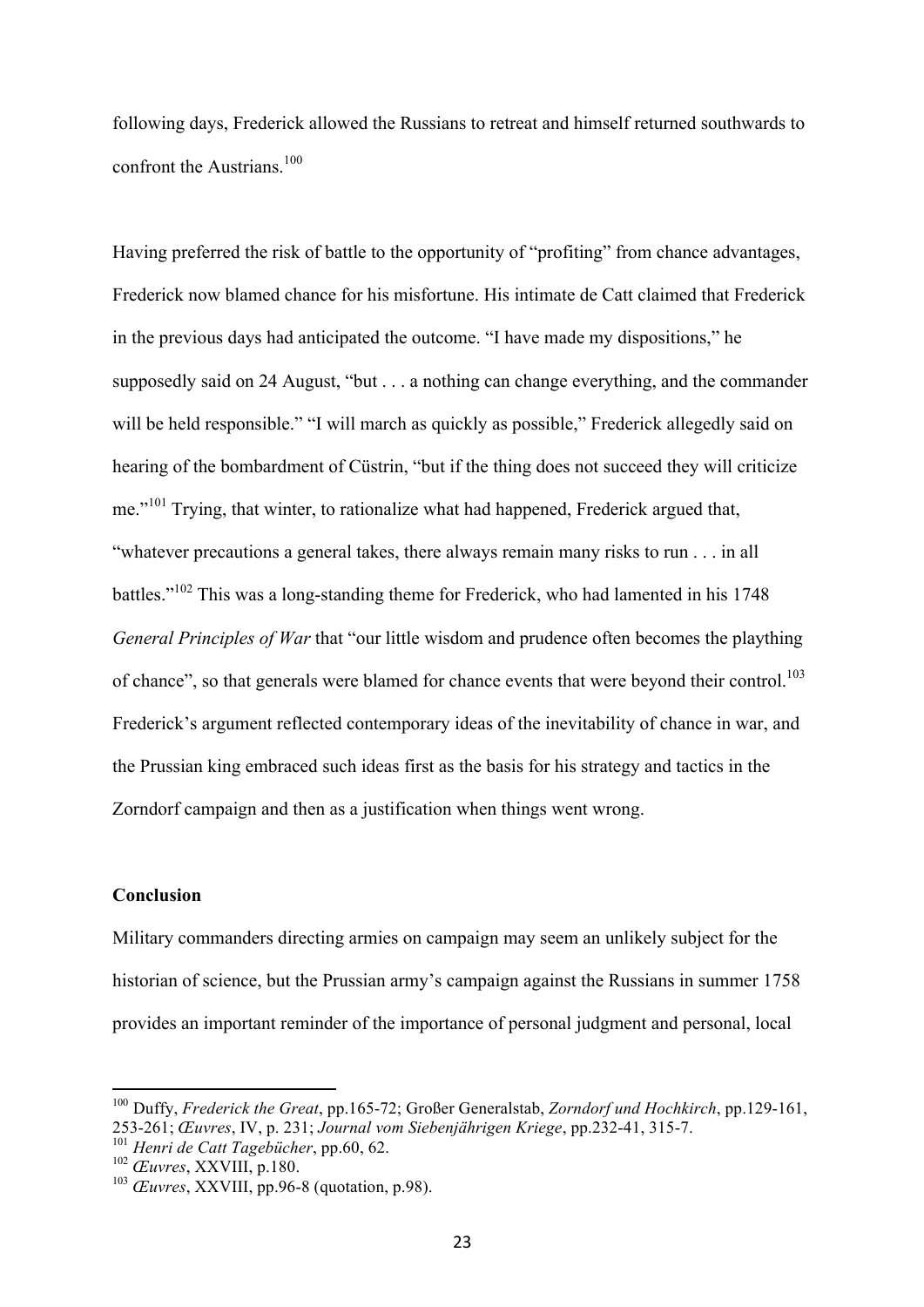following days, Frederick allowed the Russians to retreat and himself returned southwards to confront the Austrians.[100]

Having preferred the risk of battle to the opportunity of "profiting" from chance advantages, Frederick now blamed chance for his misfortune. His intimate de Catt claimed that Frederick in the previous days had anticipated the outcome. "I have made my dispositions," he supposedly said on 24 August, "but . . . a nothing can change everything, and the commander will be held responsible." "I will march as quickly as possible," Frederick allegedly said on hearing of the bombardment of Cüstrin, "but if the thing does not succeed they will criticize me."[101] Trying, that winter, to rationalize what had happened, Frederick argued that, "whatever precautions a general takes, there always remain many risks to run . . . in all battles."[102] This was a long-standing theme for Frederick, who had lamented in his 1748 *General Principles of War* that "our little wisdom and prudence often becomes the plaything of chance", so that generals were blamed for chance events that were beyond their control.[103] Frederick's argument reflected contemporary ideas of the inevitability of chance in war, and the Prussian king embraced such ideas first as the basis for his strategy and tactics in the Zorndorf campaign and then as a justification when things went wrong.

**Conclusion**

Military commanders directing armies on campaign may seem an unlikely subject for the historian of science, but the Prussian army's campaign against the Russians in summer 1758 provides an important reminder of the importance of personal judgment and personal, local

---

[100] Duffy, *Frederick the Great*, pp.165-72; Großer Generalstab, *Zorndorf und Hochkirch*, pp.129-161, 253-261; *Œuvres*, IV, p. 231; *Journal vom Siebenjährigen Kriege*, pp.232-41, 315-7.

[101] *Henri de Catt Tagebücher*, pp.60, 62.

[102] *Œuvres*, XXVIII, p.180.

[103] *Œuvres*, XXVIII, pp.96-8 (quotation, p.98).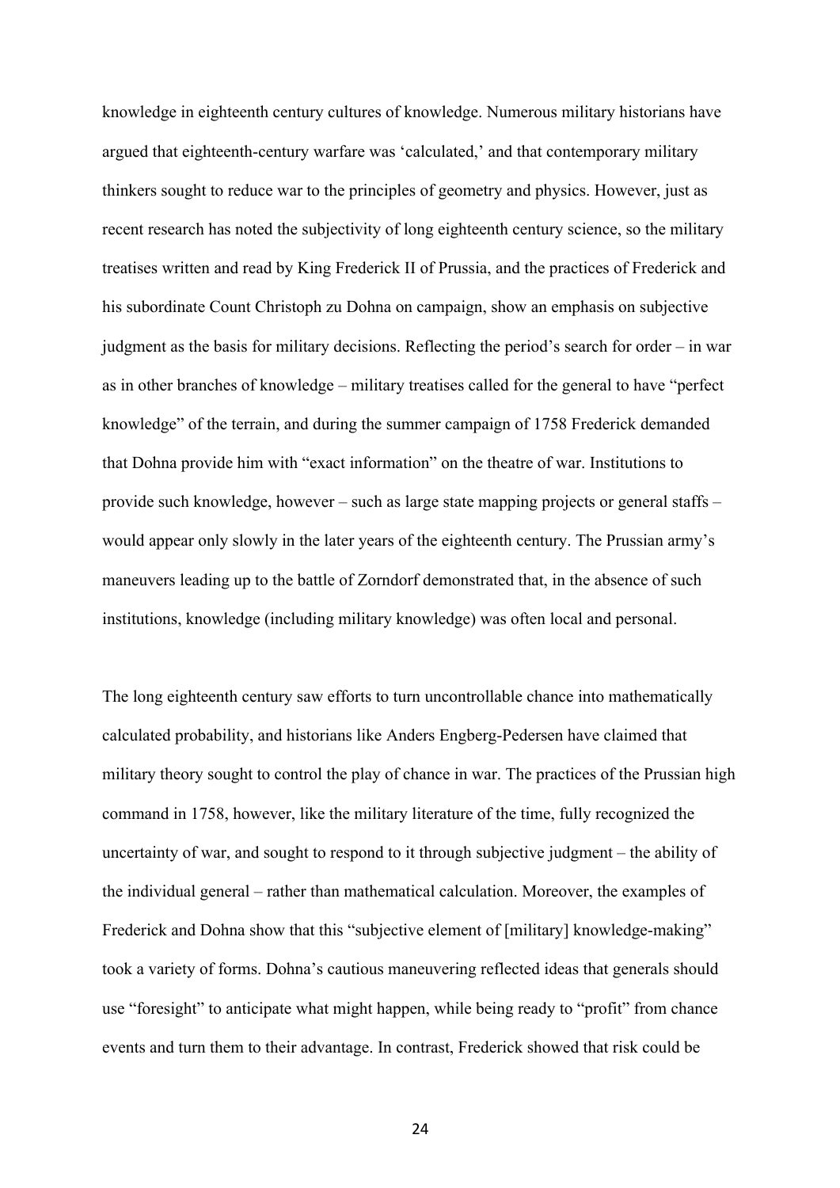knowledge in eighteenth century cultures of knowledge. Numerous military historians have argued that eighteenth-century warfare was 'calculated,' and that contemporary military thinkers sought to reduce war to the principles of geometry and physics. However, just as recent research has noted the subjectivity of long eighteenth century science, so the military treatises written and read by King Frederick II of Prussia, and the practices of Frederick and his subordinate Count Christoph zu Dohna on campaign, show an emphasis on subjective judgment as the basis for military decisions. Reflecting the period's search for order – in war as in other branches of knowledge – military treatises called for the general to have "perfect knowledge" of the terrain, and during the summer campaign of 1758 Frederick demanded that Dohna provide him with "exact information" on the theatre of war. Institutions to provide such knowledge, however – such as large state mapping projects or general staffs – would appear only slowly in the later years of the eighteenth century. The Prussian army's maneuvers leading up to the battle of Zorndorf demonstrated that, in the absence of such institutions, knowledge (including military knowledge) was often local and personal.

The long eighteenth century saw efforts to turn uncontrollable chance into mathematically calculated probability, and historians like Anders Engberg-Pedersen have claimed that military theory sought to control the play of chance in war. The practices of the Prussian high command in 1758, however, like the military literature of the time, fully recognized the uncertainty of war, and sought to respond to it through subjective judgment – the ability of the individual general – rather than mathematical calculation. Moreover, the examples of Frederick and Dohna show that this "subjective element of [military] knowledge-making" took a variety of forms. Dohna's cautious maneuvering reflected ideas that generals should use "foresight" to anticipate what might happen, while being ready to "profit" from chance events and turn them to their advantage. In contrast, Frederick showed that risk could be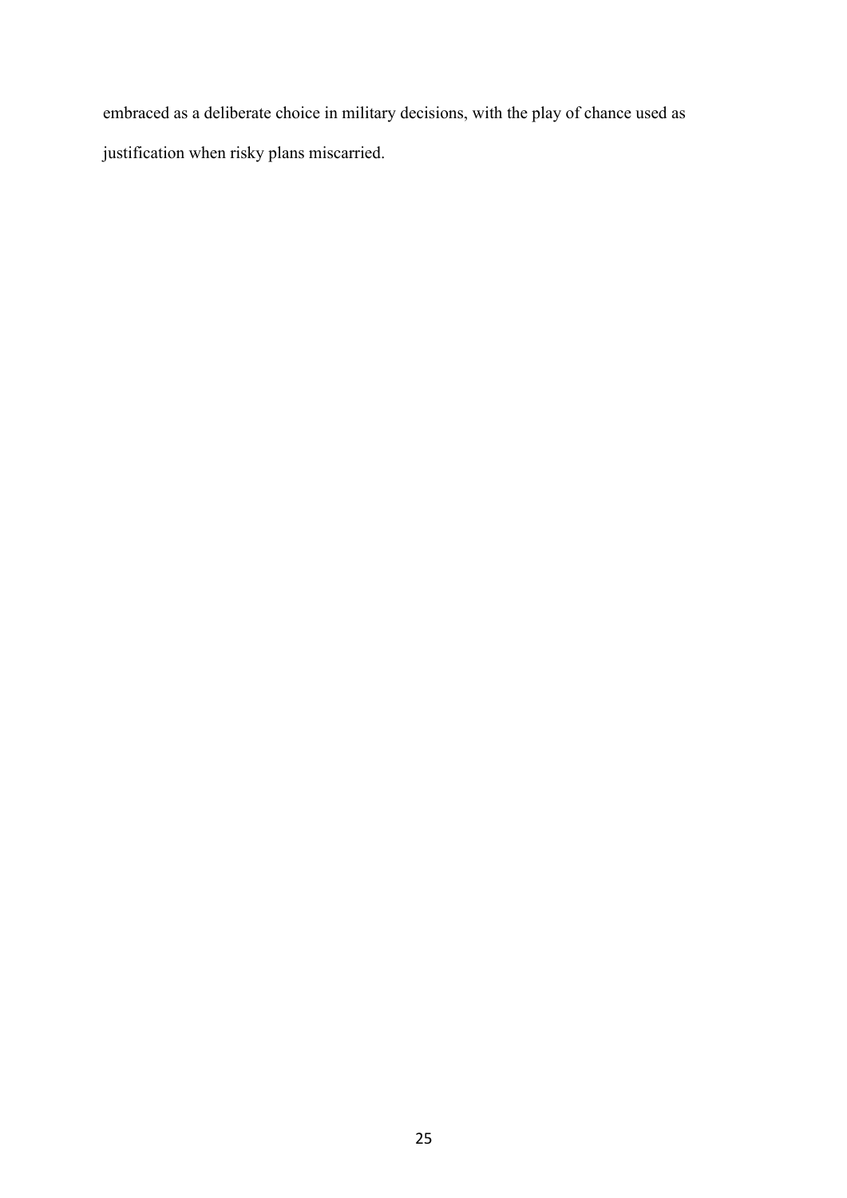embraced as a deliberate choice in military decisions, with the play of chance used as justification when risky plans miscarried.